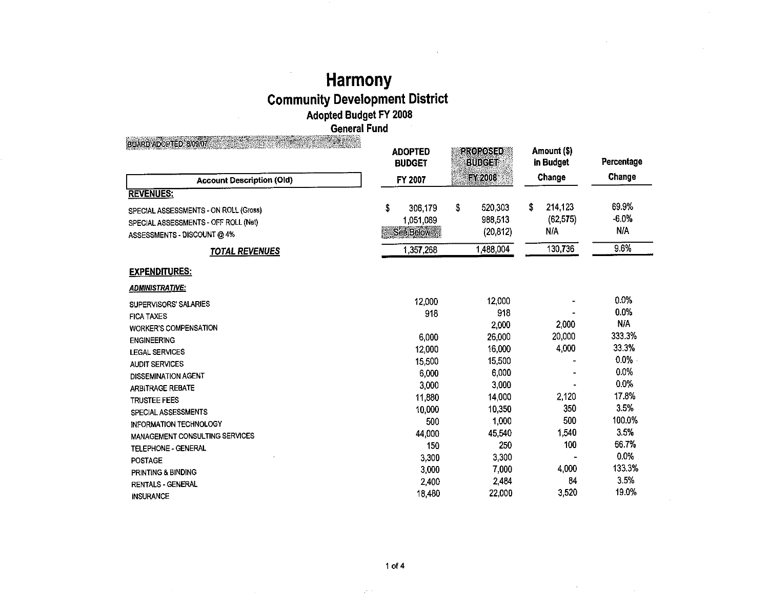# Harmony

## Community Development District

### Adopted Budget FY 2008

### General Fund

BOARD ADOPTED: 8/09/07

| Account Description (Old) | ADOPTED BUDGET FY 2007 | PROPOSED BUDGET FY 2008 | Amount ($) in Budget Change | Percentage Change |
|---|---|---|---|---|
| **REVENUES:** | | | | |
| SPECIAL ASSESSMENTS - ON ROLL (Gross) | $ 306,179 | $ 520,303 | $ 214,123 | 69.9% |
| SPECIAL ASSESSMENTS - OFF ROLL (Net) | 1,051,089 | 988,513 | (62,575) | -6.0% |
| ASSESSMENTS - DISCOUNT @ 4% | See Below | (20,812) | N/A | N/A |
| ***TOTAL REVENUES*** | 1,357,268 | 1,488,004 | 130,736 | 9.6% |
| **EXPENDITURES:** | | | | |
| ***ADMINISTRATIVE:*** | | | | |
| SUPERVISORS' SALARIES | 12,000 | 12,000 | - | 0.0% |
| FICA TAXES | 918 | 918 | - | 0.0% |
| WORKER'S COMPENSATION | | 2,000 | 2,000 | N/A |
| ENGINEERING | 6,000 | 26,000 | 20,000 | 333.3% |
| LEGAL SERVICES | 12,000 | 16,000 | 4,000 | 33.3% |
| AUDIT SERVICES | 15,500 | 15,500 | - | 0.0% |
| DISSEMINATION AGENT | 6,000 | 6,000 | - | 0.0% |
| ARBITRAGE REBATE | 3,000 | 3,000 | - | 0.0% |
| TRUSTEE FEES | 11,880 | 14,000 | 2,120 | 17.8% |
| SPECIAL ASSESSMENTS | 10,000 | 10,350 | 350 | 3.5% |
| INFORMATION TECHNOLOGY | 500 | 1,000 | 500 | 100.0% |
| MANAGEMENT CONSULTING SERVICES | 44,000 | 45,540 | 1,540 | 3.5% |
| TELEPHONE - GENERAL | 150 | 250 | 100 | 66.7% |
| POSTAGE | 3,300 | 3,300 | - | 0.0% |
| PRINTING & BINDING | 3,000 | 7,000 | 4,000 | 133.3% |
| RENTALS - GENERAL | 2,400 | 2,484 | 84 | 3.5% |
| INSURANCE | 18,480 | 22,000 | 3,520 | 19.0% |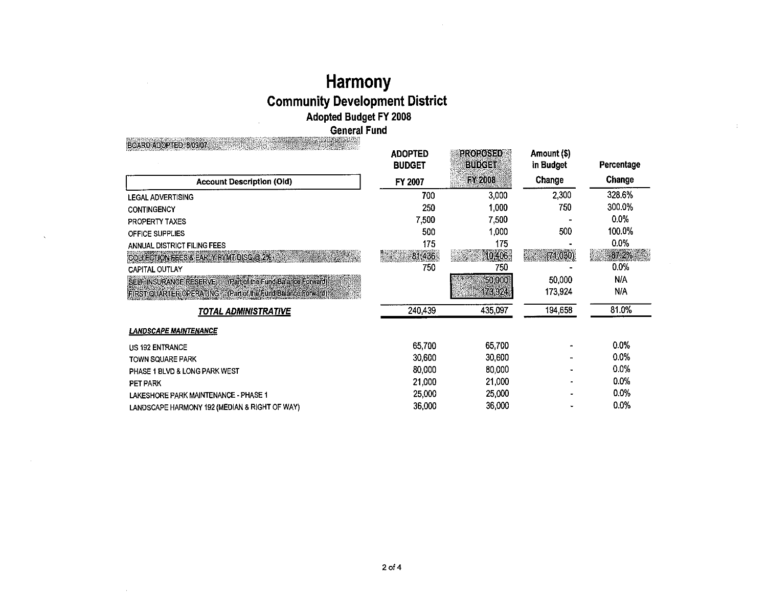# Harmony

## Community Development District

### Adopted Budget FY 2008

### General Fund

BOARD ADOPTED: 8/09/07

| Account Description (Old) | ADOPTED BUDGET FY 2007 | PROPOSED BUDGET FY 2008 | Amount ($) in Budget Change | Percentage Change |
|---|---|---|---|---|
| LEGAL ADVERTISING | 700 | 3,000 | 2,300 | 328.6% |
| CONTINGENCY | 250 | 1,000 | 750 | 300.0% |
| PROPERTY TAXES | 7,500 | 7,500 | - | 0.0% |
| OFFICE SUPPLIES | 500 | 1,000 | 500 | 100.0% |
| ANNUAL DISTRICT FILING FEES | 175 | 175 | - | 0.0% |
| COLLECTION FEES & EARLY PYMT DISC @ 2% | 81,436 | 10,406 | (71,030) | -87.2% |
| CAPITAL OUTLAY | 750 | 750 | - | 0.0% |
| SELF-INSURANCE RESERVE (Part of the Fund Balance Forward) | | 50,000 | 50,000 | N/A |
| FIRST QUARTER OPERATING (Part of the Fund Balance Forward) | | 173,924 | 173,924 | N/A |
| ***TOTAL ADMINISTRATIVE*** | 240,439 | 435,097 | 194,658 | 81.0% |
| ***LANDSCAPE MAINTENANCE*** | | | | |
| US 192 ENTRANCE | 65,700 | 65,700 | - | 0.0% |
| TOWN SQUARE PARK | 30,600 | 30,600 | - | 0.0% |
| PHASE 1 BLVD & LONG PARK WEST | 80,000 | 80,000 | - | 0.0% |
| PET PARK | 21,000 | 21,000 | - | 0.0% |
| LAKESHORE PARK MAINTENANCE - PHASE 1 | 25,000 | 25,000 | - | 0.0% |
| LANDSCAPE HARMONY 192 (MEDIAN & RIGHT OF WAY) | 36,000 | 36,000 | - | 0.0% |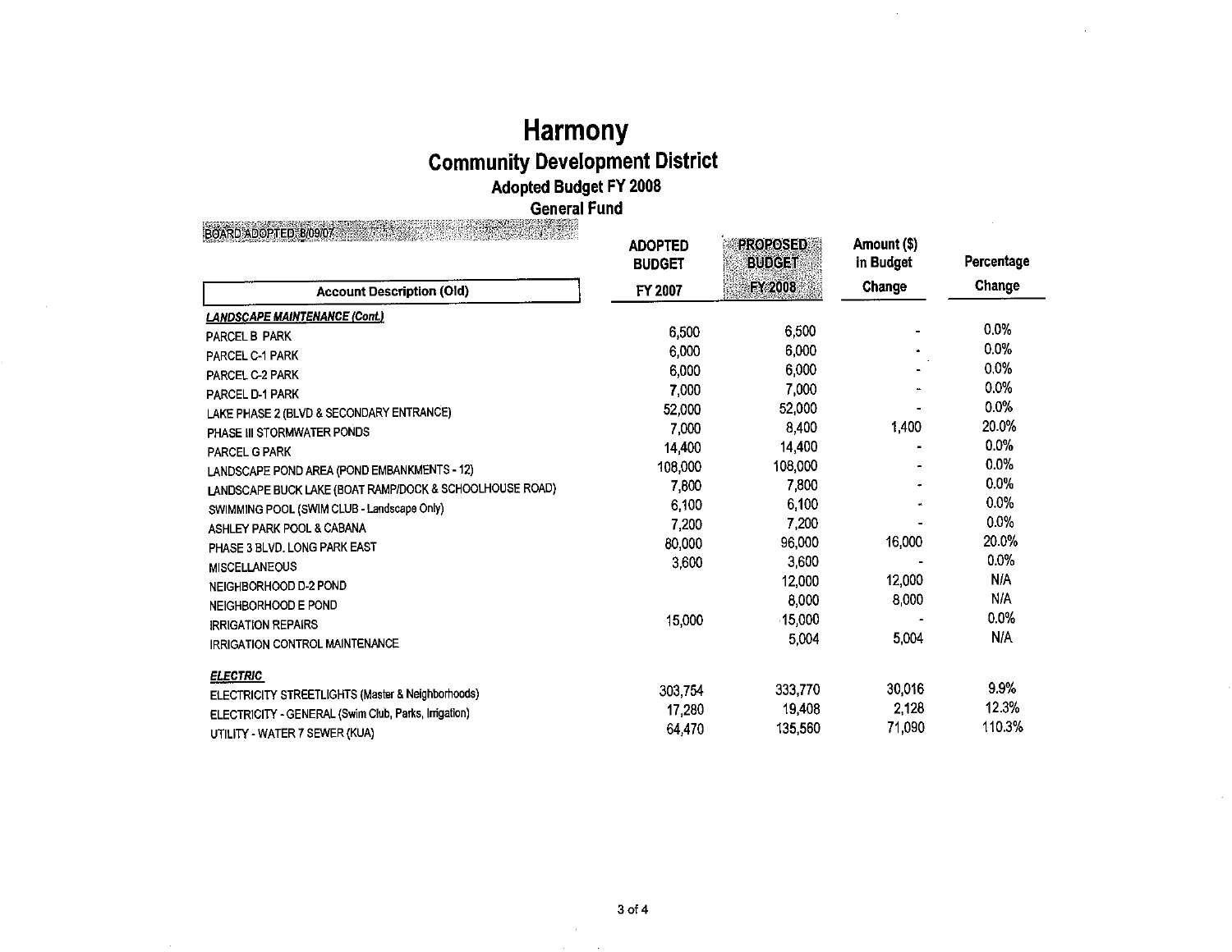# Harmony

## Community Development District

### Adopted Budget FY 2008

### General Fund

BOARD ADOPTED 8/09/07

| Account Description (Old) | ADOPTED BUDGET FY 2007 | PROPOSED BUDGET FY 2008 | Amount ($) in Budget Change | Percentage Change |
|---|---|---|---|---|
| ***LANDSCAPE MAINTENANCE (Cont.)*** | | | | |
| PARCEL B PARK | 6,500 | 6,500 | - | 0.0% |
| PARCEL C-1 PARK | 6,000 | 6,000 | - | 0.0% |
| PARCEL C-2 PARK | 6,000 | 6,000 | - | 0.0% |
| PARCEL D-1 PARK | 7,000 | 7,000 | - | 0.0% |
| LAKE PHASE 2 (BLVD & SECONDARY ENTRANCE) | 52,000 | 52,000 | - | 0.0% |
| PHASE III STORMWATER PONDS | 7,000 | 8,400 | 1,400 | 20.0% |
| PARCEL G PARK | 14,400 | 14,400 | - | 0.0% |
| LANDSCAPE POND AREA (POND EMBANKMENTS - 12) | 108,000 | 108,000 | - | 0.0% |
| LANDSCAPE BUCK LAKE (BOAT RAMP/DOCK & SCHOOLHOUSE ROAD) | 7,800 | 7,800 | - | 0.0% |
| SWIMMING POOL (SWIM CLUB - Landscape Only) | 6,100 | 6,100 | - | 0.0% |
| ASHLEY PARK POOL & CABANA | 7,200 | 7,200 | - | 0.0% |
| PHASE 3 BLVD. LONG PARK EAST | 80,000 | 96,000 | 16,000 | 20.0% |
| MISCELLANEOUS | 3,600 | 3,600 | - | 0.0% |
| NEIGHBORHOOD D-2 POND | | 12,000 | 12,000 | N/A |
| NEIGHBORHOOD E POND | | 8,000 | 8,000 | N/A |
| IRRIGATION REPAIRS | 15,000 | 15,000 | - | 0.0% |
| IRRIGATION CONTROL MAINTENANCE | | 5,004 | 5,004 | N/A |
| ***ELECTRIC*** | | | | |
| ELECTRICITY STREETLIGHTS (Master & Neighborhoods) | 303,754 | 333,770 | 30,016 | 9.9% |
| ELECTRICITY - GENERAL (Swim Club, Parks, Irrigation) | 17,280 | 19,408 | 2,128 | 12.3% |
| UTILITY - WATER 7 SEWER (KUA) | 64,470 | 135,560 | 71,090 | 110.3% |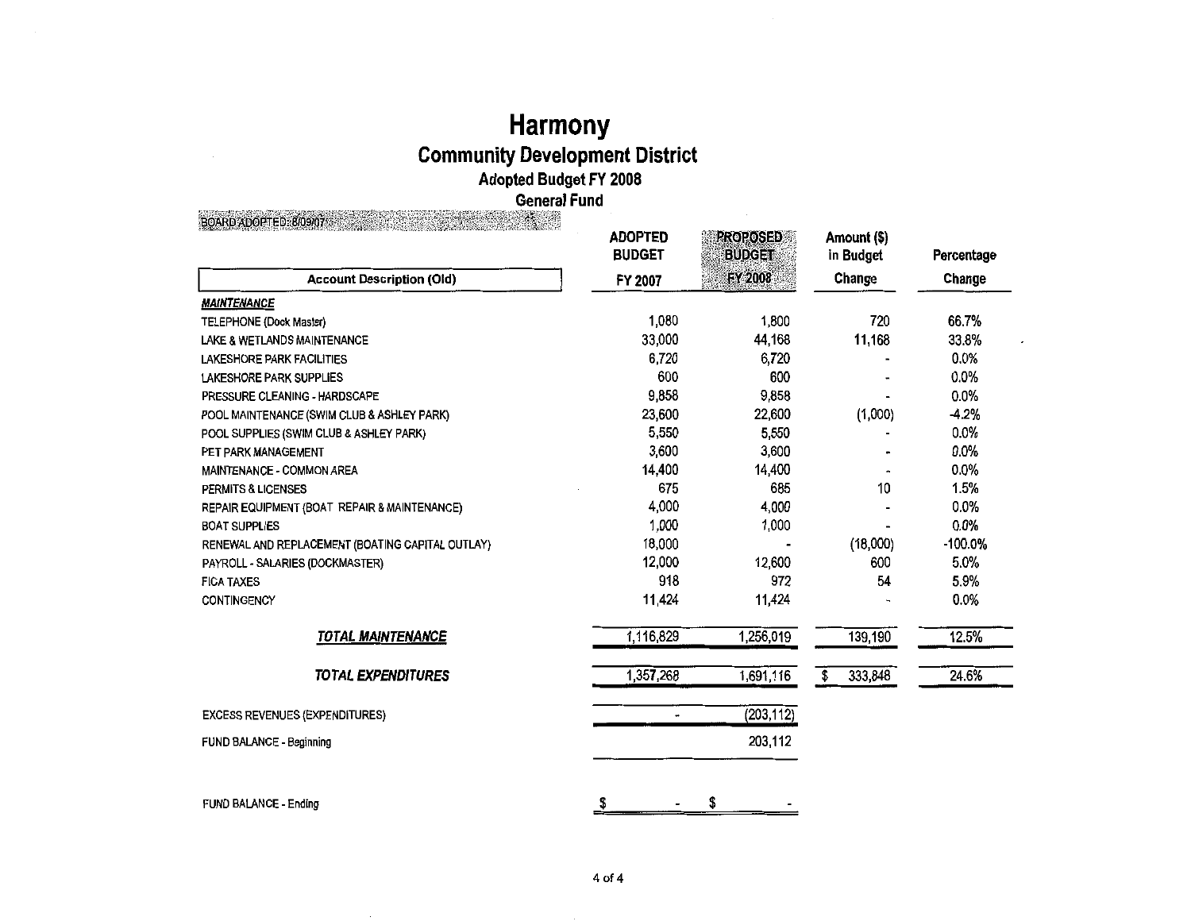# Harmony

## Community Development District

### Adopted Budget FY 2008

### General Fund

BOARD ADOPTED: 8/09/07

| Account Description (Old) | ADOPTED BUDGET FY 2007 | PROPOSED BUDGET FY 2008 | Amount ($) in Budget Change | Percentage Change |
|---|---|---|---|---|
| ***MAINTENANCE*** | | | | |
| TELEPHONE (Dock Master) | 1,080 | 1,800 | 720 | 66.7% |
| LAKE & WETLANDS MAINTENANCE | 33,000 | 44,168 | 11,168 | 33.8% |
| LAKESHORE PARK FACILITIES | 6,720 | 6,720 | - | 0.0% |
| LAKESHORE PARK SUPPLIES | 600 | 600 | - | 0.0% |
| PRESSURE CLEANING - HARDSCAPE | 9,858 | 9,858 | - | 0.0% |
| POOL MAINTENANCE (SWIM CLUB & ASHLEY PARK) | 23,600 | 22,600 | (1,000) | -4.2% |
| POOL SUPPLIES (SWIM CLUB & ASHLEY PARK) | 5,550 | 5,550 | - | 0.0% |
| PET PARK MANAGEMENT | 3,600 | 3,600 | - | 0.0% |
| MAINTENANCE - COMMON AREA | 14,400 | 14,400 | - | 0.0% |
| PERMITS & LICENSES | 675 | 685 | 10 | 1.5% |
| REPAIR EQUIPMENT (BOAT REPAIR & MAINTENANCE) | 4,000 | 4,000 | - | 0.0% |
| BOAT SUPPLIES | 1,000 | 1,000 | - | 0.0% |
| RENEWAL AND REPLACEMENT (BOATING CAPITAL OUTLAY) | 18,000 | - | (18,000) | -100.0% |
| PAYROLL - SALARIES (DOCKMASTER) | 12,000 | 12,600 | 600 | 5.0% |
| FICA TAXES | 918 | 972 | 54 | 5.9% |
| CONTINGENCY | 11,424 | 11,424 | - | 0.0% |
| ***TOTAL MAINTENANCE*** | 1,116,829 | 1,256,019 | 139,190 | 12.5% |
| ***TOTAL EXPENDITURES*** | 1,357,268 | 1,691,116 | $ 333,848 | 24.6% |
| EXCESS REVENUES (EXPENDITURES) | - | (203,112) | | |
| FUND BALANCE - Beginning | | 203,112 | | |
| FUND BALANCE - Ending | $ - | $ - | | |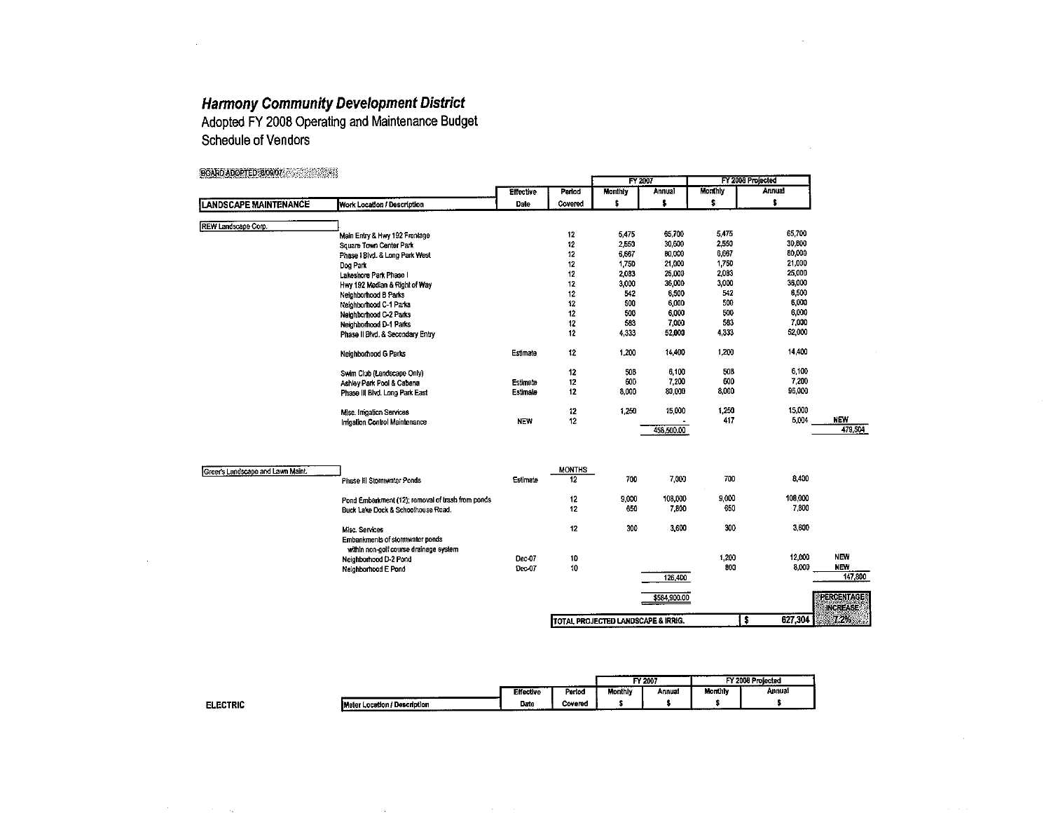# *Harmony Community Development District*

Adopted FY 2008 Operating and Maintenance Budget

Schedule of Vendors

BOARD ADOPTED 8/09/07

| LANDSCAPE MAINTENANCE | Work Location / Description | Effective Date | Period Covered | FY 2007 Monthly $ | FY 2007 Annual $ | FY 2008 Projected Monthly $ | FY 2008 Projected Annual $ | |
|---|---|---|---|---|---|---|---|---|
| REW Landscape Corp. | | | | | | | | |
| | Main Entry & Hwy 192 Frontage | | 12 | 5,475 | 65,700 | 5,475 | 65,700 | |
| | Square Town Center Park | | 12 | 2,550 | 30,600 | 2,550 | 30,600 | |
| | Phase I Blvd. & Long Park West | | 12 | 6,667 | 80,000 | 6,667 | 80,000 | |
| | Dog Park | | 12 | 1,750 | 21,000 | 1,750 | 21,000 | |
| | Lakeshore Park Phase I | | 12 | 2,083 | 25,000 | 2,083 | 25,000 | |
| | Hwy 192 Median & Right of Way | | 12 | 3,000 | 36,000 | 3,000 | 36,000 | |
| | Neighborhood B Parks | | 12 | 542 | 6,500 | 542 | 6,500 | |
| | Neighborhood C-1 Parks | | 12 | 500 | 6,000 | 500 | 6,000 | |
| | Neighborhood C-2 Parks | | 12 | 500 | 6,000 | 500 | 6,000 | |
| | Neighborhood D-1 Parks | | 12 | 583 | 7,000 | 583 | 7,000 | |
| | Phase II Blvd. & Secondary Entry | | 12 | 4,333 | 52,000 | 4,333 | 52,000 | |
| | Neighborhood G Parks | Estimate | 12 | 1,200 | 14,400 | 1,200 | 14,400 | |
| | Swim Club (Landscape Only) | | 12 | 508 | 6,100 | 508 | 6,100 | |
| | Ashley Park Pool & Cabana | Estimate | 12 | 600 | 7,200 | 600 | 7,200 | |
| | Phase III Blvd. Long Park East | Estimate | 12 | 8,000 | 80,000 | 8,000 | 96,000 | |
| | Misc. Irrigation Services | | 12 | 1,250 | 15,000 | 1,250 | 15,000 | |
| | Irrigation Control Maintenance | NEW | 12 | | - | 417 | 5,004 | NEW |
| | | | | | 458,500.00 | | | 479,504 |
| Greer's Landscape and Lawn Maint. | | | MONTHS | | | | | |
| | Phase III Stormwater Ponds | Estimate | 12 | 700 | 7,000 | 700 | 8,400 | |
| | Pond Embankment (12); removal of trash from ponds | | 12 | 9,000 | 108,000 | 9,000 | 108,000 | |
| | Buck Lake Dock & Schoolhouse Road. | | 12 | 650 | 7,800 | 650 | 7,800 | |
| | Misc. Services | | 12 | 300 | 3,600 | 300 | 3,600 | |
| | Embankments of stormwater ponds within non-golf course drainage system | | | | | | | |
| | Neighborhood D-2 Pond | Dec-07 | 10 | | | 1,200 | 12,000 | NEW |
| | Neighborhood E Pond | Dec-07 | 10 | | | 800 | 8,000 | NEW |
| | | | | | 126,400 | | | 147,800 |
| | | | | | $584,900.00 | | | |
| | | | TOTAL PROJECTED LANDSCAPE & IRRIG. | | | | $ 627,304 | PERCENTAGE INCREASE 7.2% |

| ELECTRIC | Meter Location / Description | Effective Date | Period Covered | FY 2007 Monthly $ | FY 2007 Annual $ | FY 2008 Projected Monthly $ | FY 2008 Projected Annual $ |
|---|---|---|---|---|---|---|---|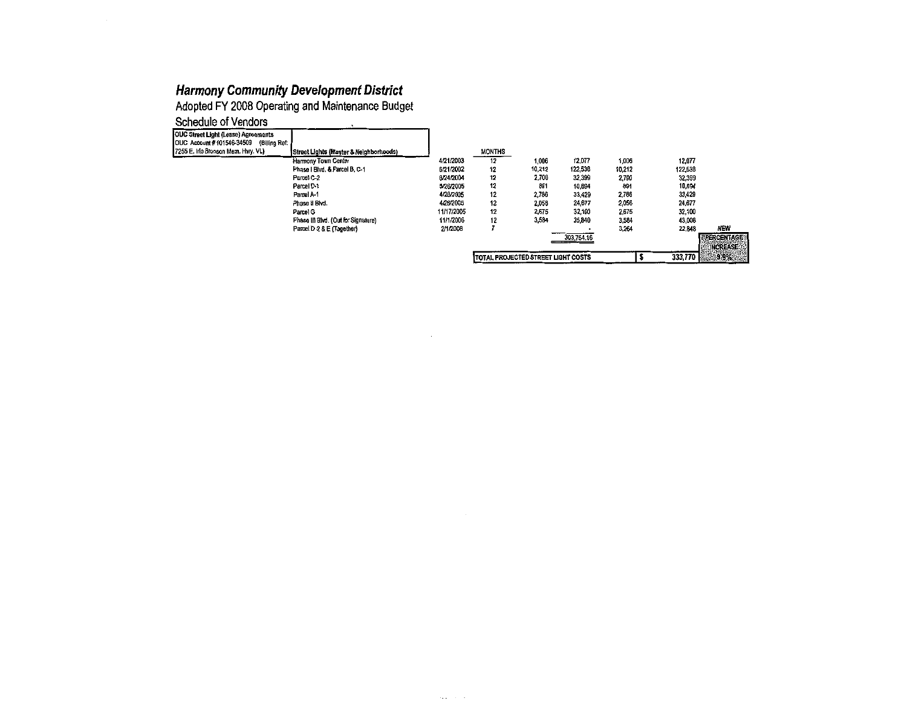## *Harmony Community Development District*

Adopted FY 2008 Operating and Maintenance Budget

Schedule of Vendors

| OUC Street Light (Lease) Agreements OUC Account # 101546-34509 (Billing Ref: 7255 E. Irlo Bronson Mem. Hwy. VL) | Street Lights (Master & Neighborhoods) | | MONTHS | | | | | |
|---|---|---|---|---|---|---|---|---|
| | Harmony Town Center | 4/21/2003 | 12 | 1,006 | 12,077 | 1,006 | 12,077 | |
| | Phase I Blvd. & Parcel B, C-1 | 6/21/2002 | 12 | 10,212 | 122,538 | 10,212 | 122,538 | |
| | Parcel C-2 | 8/24/2004 | 12 | 2,700 | 32,399 | 2,700 | 32,399 | |
| | Parcel D-1 | 5/26/2005 | 12 | 891 | 10,694 | 891 | 10,694 | |
| | Parcel A-1 | 4/28/2005 | 12 | 2,786 | 33,429 | 2,786 | 33,429 | |
| | Phase II Blvd. | 4/28/2005 | 12 | 2,056 | 24,677 | 2,056 | 24,677 | |
| | Parcel G | 11/17/2005 | 12 | 2,675 | 32,100 | 2,675 | 32,100 | |
| | Phase III Blvd. (Out for Signature) | 11/1/2006 | 12 | 3,584 | 35,840 | 3,584 | 43,008 | |
| | Parcel D-2 & E (Together) | 2/1/2008 | 7 | | - | 3,264 | 22,848 | NEW |
| | | | | | 303,754.16 | | | PERCENTAGE INCREASE |
| | | | TOTAL PROJECTED STREET LIGHT COSTS | | | | $ 333,770 | 9.9% |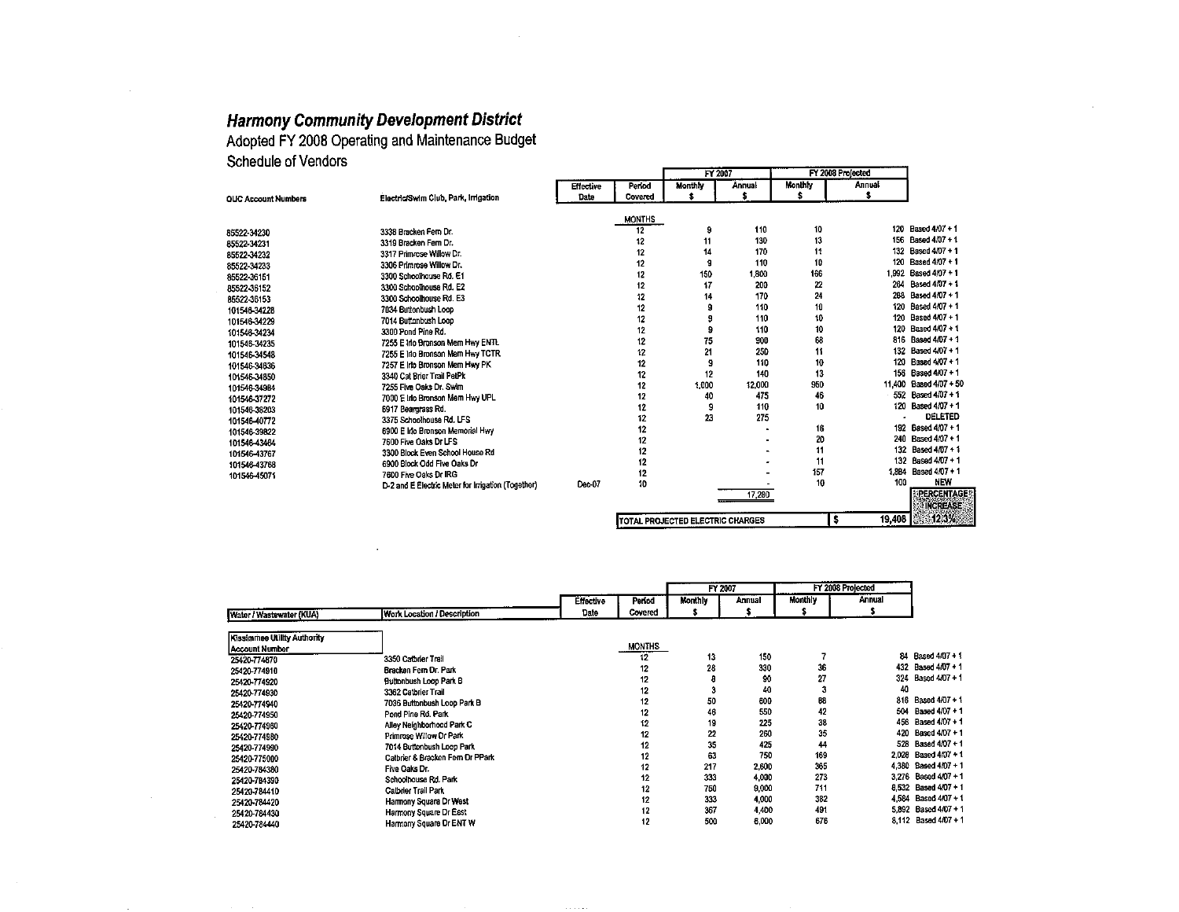# *Harmony Community Development District*

## Adopted FY 2008 Operating and Maintenance Budget

### Schedule of Vendors

| OUC Account Numbers | Electric/Swim Club, Park, Irrigation | Effective Date | Period Covered | FY 2007 Monthly $ | FY 2007 Annual $ | FY 2008 Projected Monthly $ | FY 2008 Projected Annual $ | |
|---|---|---|---|---|---|---|---|---|
| | | | MONTHS | | | | | |
| 85522-34230 | 3338 Bracken Fern Dr. | | 12 | 9 | 110 | 10 | 120 | Based 4/07 + 1 |
| 85522-34231 | 3319 Bracken Fern Dr. | | 12 | 11 | 130 | 13 | 156 | Based 4/07 + 1 |
| 85522-34232 | 3317 Primrose Willow Dr. | | 12 | 14 | 170 | 11 | 132 | Based 4/07 + 1 |
| 85522-34233 | 3306 Primrose Willow Dr. | | 12 | 9 | 110 | 10 | 120 | Based 4/07 + 1 |
| 85522-36151 | 3300 Schoolhouse Rd. E1 | | 12 | 150 | 1,800 | 166 | 1,992 | Based 4/07 + 1 |
| 85522-36152 | 3300 Schoolhouse Rd. E2 | | 12 | 17 | 200 | 22 | 264 | Based 4/07 + 1 |
| 85522-36153 | 3300 Schoolhouse Rd. E3 | | 12 | 14 | 170 | 24 | 288 | Based 4/07 + 1 |
| 101546-34228 | 7034 Buttonbush Loop | | 12 | 9 | 110 | 10 | 120 | Based 4/07 + 1 |
| 101546-34229 | 7014 Buttonbush Loop | | 12 | 9 | 110 | 10 | 120 | Based 4/07 + 1 |
| 101546-34234 | 3300 Pond Pine Rd. | | 12 | 9 | 110 | 10 | 120 | Based 4/07 + 1 |
| 101546-34235 | 7255 E Irlo Bronson Mem Hwy ENTL | | 12 | 75 | 900 | 68 | 816 | Based 4/07 + 1 |
| 101546-34548 | 7255 E Irlo Bronson Mem Hwy TCTR | | 12 | 21 | 250 | 11 | 132 | Based 4/07 + 1 |
| 101546-34836 | 7257 E Irlo Bronson Mem Hwy PK | | 12 | 9 | 110 | 10 | 120 | Based 4/07 + 1 |
| 101546-34850 | 3340 Cat Brier Trail PetPk | | 12 | 12 | 140 | 13 | 156 | Based 4/07 + 1 |
| 101546-34984 | 7255 Five Oaks Dr. Swim | | 12 | 1,000 | 12,000 | 950 | 11,400 | Based 4/07 + 50 |
| 101546-37272 | 7000 E Irlo Bronson Mem Hwy UPL | | 12 | 40 | 475 | 46 | 552 | Based 4/07 + 1 |
| 101546-38203 | 6917 Beargrass Rd. | | 12 | 9 | 110 | 10 | 120 | Based 4/07 + 1 |
| 101546-40772 | 3375 Schoolhouse Rd. LFS | | 12 | 23 | 275 | | - | DELETED |
| 101546-39822 | 6900 E Irlo Bronson Memorial Hwy | | 12 | | - | 16 | 192 | Based 4/07 + 1 |
| 101546-43464 | 7600 Five Oaks Dr LFS | | 12 | | - | 20 | 240 | Based 4/07 + 1 |
| 101546-43767 | 3300 Block Even School House Rd | | 12 | | - | 11 | 132 | Based 4/07 + 1 |
| 101546-43768 | 6900 Block Odd Five Oaks Dr | | 12 | | - | 11 | 132 | Based 4/07 + 1 |
| 101546-45071 | 7600 Five Oaks Dr IRG | | 12 | | - | 157 | 1,884 | Based 4/07 + 1 |
| | D-2 and E Electric Meter for Irrigation (Together) | Dec-07 | 10 | | - | 10 | 100 | NEW |
| | | | | | 17,280 | | | |
| | | | TOTAL PROJECTED ELECTRIC CHARGES | | | | $ 19,408 | PERCENTAGE INCREASE 12.3% |

| Water / Wastewater (KUA) | Work Location / Description | Effective Date | Period Covered | FY 2007 Monthly $ | FY 2007 Annual $ | FY 2008 Projected Monthly $ | FY 2008 Projected Annual $ | |
|---|---|---|---|---|---|---|---|---|
| Kissimmee Utility Authority Account Number | | | MONTHS | | | | | |
| 25420-774870 | 3350 Catbrier Trail | | 12 | 13 | 150 | 7 | 84 | Based 4/07 + 1 |
| 25420-774910 | Bracken Fern Dr. Park | | 12 | 28 | 330 | 36 | 432 | Based 4/07 + 1 |
| 25420-774920 | Buttonbush Loop Park B | | 12 | 8 | 90 | 27 | 324 | Based 4/07 + 1 |
| 25420-774930 | 3362 Catbrier Trail | | 12 | 3 | 40 | 3 | 40 | |
| 25420-774940 | 7036 Buttonbush Loop Park B | | 12 | 50 | 600 | 68 | 816 | Based 4/07 + 1 |
| 25420-774950 | Pond Pine Rd. Park | | 12 | 46 | 550 | 42 | 504 | Based 4/07 + 1 |
| 25420-774960 | Alley Neighborhood Park C | | 12 | 19 | 225 | 38 | 456 | Based 4/07 + 1 |
| 25420-774980 | Primrose Willow Dr Park | | 12 | 22 | 260 | 35 | 420 | Based 4/07 + 1 |
| 25420-774990 | 7014 Buttonbush Loop Park | | 12 | 35 | 425 | 44 | 528 | Based 4/07 + 1 |
| 25420-775000 | Catbrier & Bracken Fern Dr PPark | | 12 | 63 | 750 | 169 | 2,028 | Based 4/07 + 1 |
| 25420-784380 | Five Oaks Dr. | | 12 | 217 | 2,600 | 365 | 4,380 | Based 4/07 + 1 |
| 25420-784390 | Schoolhouse Rd. Park | | 12 | 333 | 4,000 | 273 | 3,276 | Based 4/07 + 1 |
| 25420-784410 | Catbrier Trail Park | | 12 | 750 | 9,000 | 711 | 8,532 | Based 4/07 + 1 |
| 25420-784420 | Harmony Square Dr West | | 12 | 333 | 4,000 | 382 | 4,584 | Based 4/07 + 1 |
| 25420-784430 | Harmony Square Dr East | | 12 | 367 | 4,400 | 491 | 5,892 | Based 4/07 + 1 |
| 25420-784440 | Harmony Square Dr ENT W | | 12 | 500 | 6,000 | 676 | 8,112 | Based 4/07 + 1 |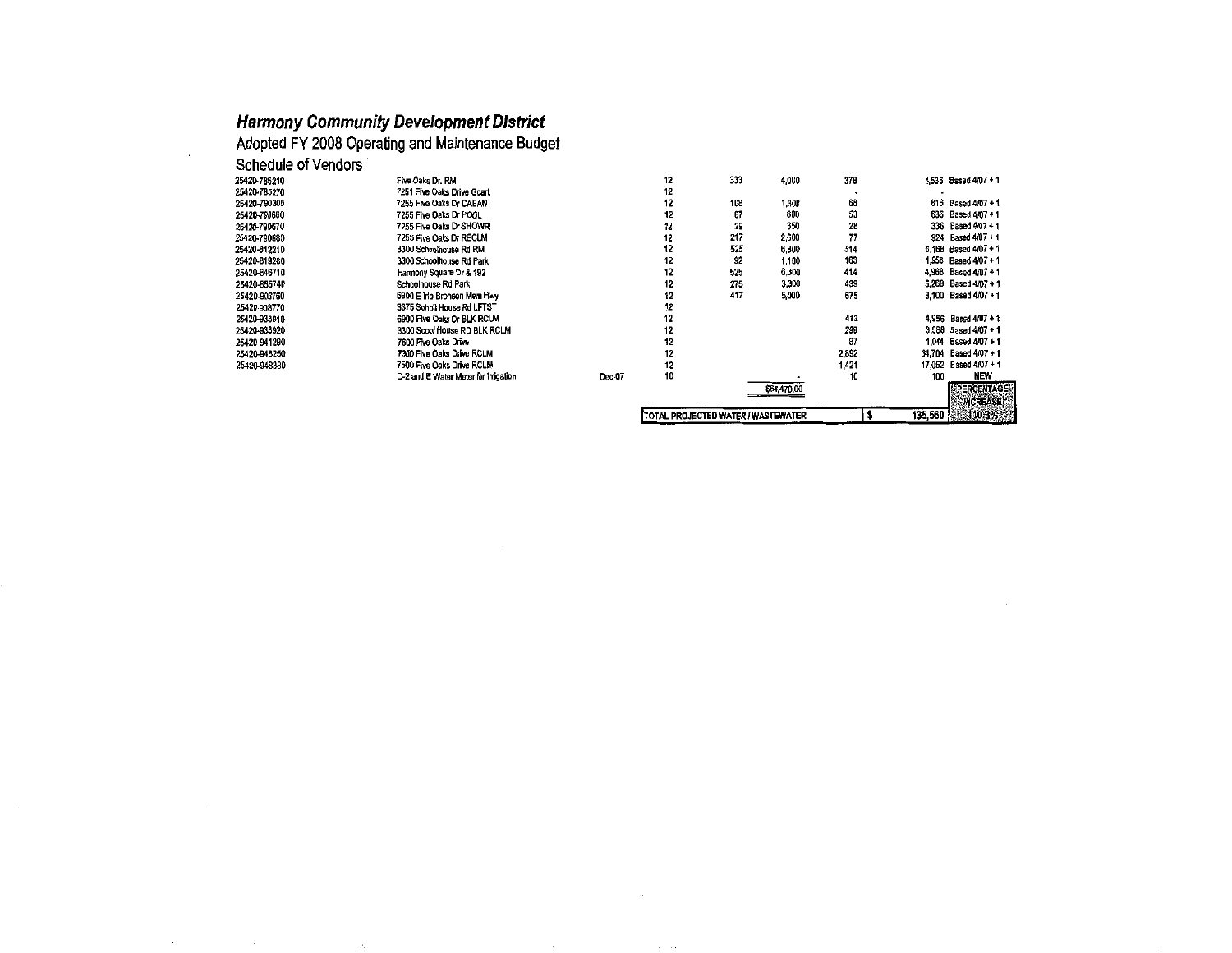# *Harmony Community Development District*

Adopted FY 2008 Operating and Maintenance Budget

Schedule of Vendors

| Account | Location | Date | Months | | | | Amount | Notes |
|---|---|---|---|---|---|---|---|---|
| 25420-785210 | Five Oaks Dr. RM | | 12 | 333 | 4,000 | 378 | 4,536 | Based 4/07 + 1 |
| 25420-785270 | 7251 Five Oaks Drive Gcart | | 12 | | | - | - | |
| 25420-790300 | 7255 Five Oaks Dr CABAN | | 12 | 108 | 1,300 | 68 | 816 | Based 4/07 + 1 |
| 25420-790660 | 7255 Five Oaks Dr POOL | | 12 | 67 | 800 | 53 | 636 | Based 4/07 + 1 |
| 25420-790670 | 7255 Five Oaks Dr SHOWR | | 12 | 29 | 350 | 28 | 336 | Based 4/07 + 1 |
| 25420-790680 | 7255 Five Oaks Dr RECLM | | 12 | 217 | 2,600 | 77 | 924 | Based 4/07 + 1 |
| 25420-812210 | 3300 Schoolhouse Rd RM | | 12 | 525 | 6,300 | 514 | 6,168 | Based 4/07 + 1 |
| 25420-819280 | 3300 Schoolhouse Rd Park | | 12 | 92 | 1,100 | 163 | 1,956 | Based 4/07 + 1 |
| 25420-846710 | Harmony Square Dr & 192 | | 12 | 525 | 6,300 | 414 | 4,968 | Based 4/07 + 1 |
| 25420-855740 | Schoolhouse Rd Park | | 12 | 275 | 3,300 | 439 | 5,268 | Based 4/07 + 1 |
| 25420-903760 | 6900 E Irlo Bronson Mem Hwy | | 12 | 417 | 5,000 | 675 | 8,100 | Based 4/07 + 1 |
| 25420-908770 | 3375 Scholl House Rd LFTST | | 12 | | | | | |
| 25420-933910 | 6900 Five Oaks Dr BLK RCLM | | 12 | | | 413 | 4,956 | Based 4/07 + 1 |
| 25420-933920 | 3300 Scool House RD BLK RCLM | | 12 | | | 299 | 3,588 | Based 4/07 + 1 |
| 25420-941290 | 7600 Five Oaks Drive | | 12 | | | 87 | 1,044 | Based 4/07 + 1 |
| 25420-948250 | 7300 Five Oaks Drive RCLM | | 12 | | | 2,892 | 34,704 | Based 4/07 + 1 |
| 25420-948380 | 7500 Five Oaks Drive RCLM | | 12 | | | 1,421 | 17,052 | Based 4/07 + 1 |
| | D-2 and E Water Meter for Irrigation | Dec-07 | 10 | | - | 10 | 100 | NEW |
| | | | | | $84,470.00 | | | PERCENTAGE INCREASE |
| | | | TOTAL PROJECTED WATER / WASTEWATER | | | | $ 135,560 | 110.3% |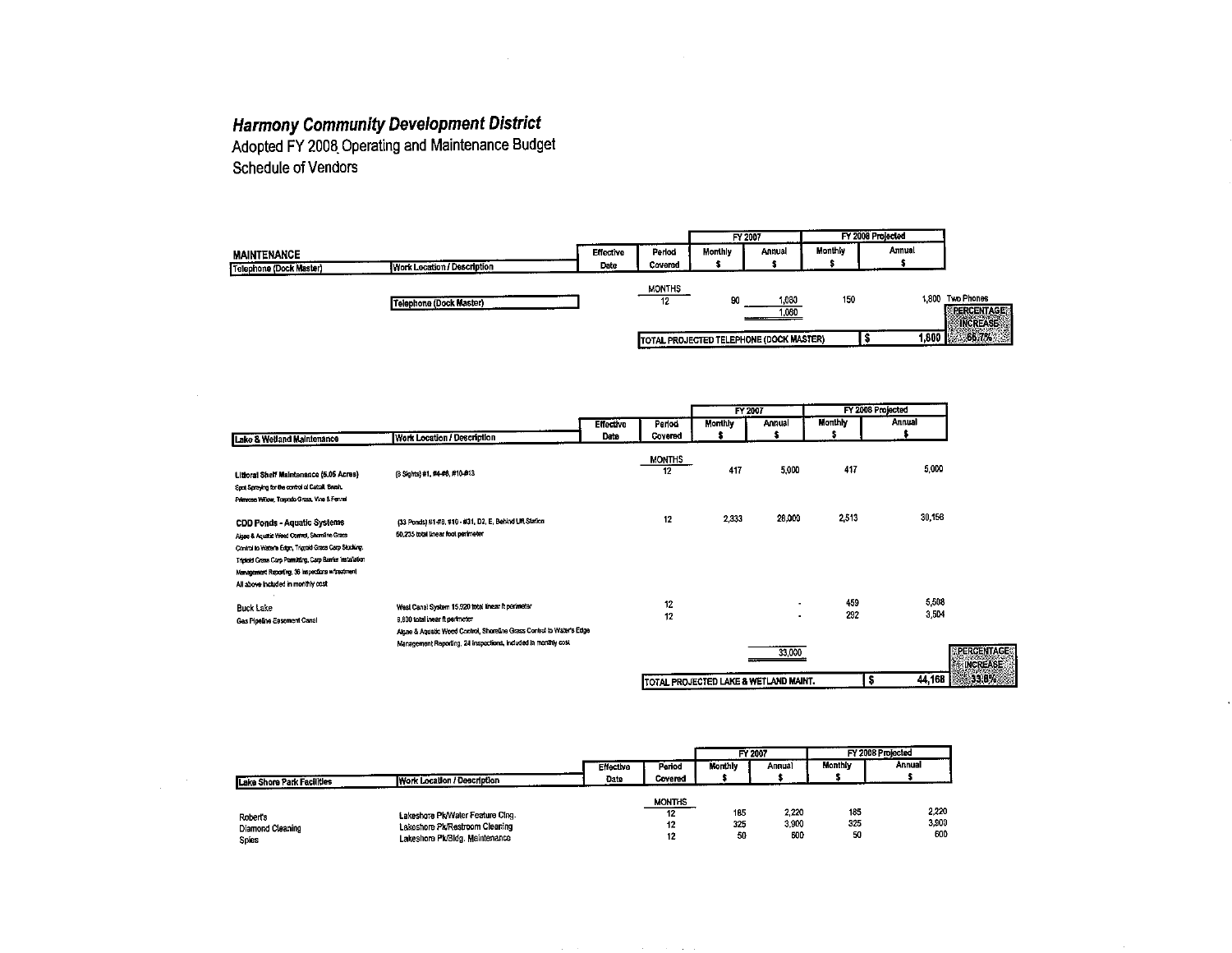## Harmony Community Development District

Adopted FY 2008 Operating and Maintenance Budget
Schedule of Vendors

**MAINTENANCE**

| Telephone (Dock Master) | Work Location / Description | Effective Date | Period Covered | FY 2007 Monthly $ | FY 2007 Annual $ | FY 2008 Projected Monthly $ | FY 2008 Projected Annual $ | |
|---|---|---|---|---|---|---|---|---|
| | | | MONTHS | | | | | |
| | Telephone (Dock Master) | | 12 | 90 | 1,080 | 150 | 1,800 | Two Phones |
| | | | | | 1,080 | | | |
| | | | TOTAL PROJECTED TELEPHONE (DOCK MASTER) | | | | $ 1,800 | PERCENTAGE INCREASE 66.7% |

| Lake & Wetland Maintenance | Work Location / Description | Effective Date | Period Covered | FY 2007 Monthly $ | FY 2007 Annual $ | FY 2008 Projected Monthly $ | FY 2008 Projected Annual $ | |
|---|---|---|---|---|---|---|---|---|
| | | | MONTHS | | | | | |
| Littoral Shelf Maintenance (5.05 Acres) Spot Spraying for the control of Cattail, Brush, Primrose Willow, Torpedo Grass, Vine & Fennel | (8 Sights) #1, #4-#6, #10-#13 | | 12 | 417 | 5,000 | 417 | 5,000 | |
| CDD Ponds - Aquatic Systems Algae & Aquatic Weed Control, Shoreline Grass Control to Water's Edge, Triploid Grass Carp Stocking, Triploid Grass Carp Permitting, Carp Barrier Installation Management Reporting, 36 inspections w/treatment All above included in monthly cost | (33 Ponds) #1-#8, #10 - #31, D2, E, Behind Lift Station 50,235 total linear foot perimeter | | 12 | 2,333 | 28,000 | 2,513 | 30,156 | |
| Buck Lake | West Canal System 15,920 total linear ft perimeter | | 12 | | - | 459 | 5,508 | |
| Gas Pipeline Easement Canal | 9,800 total linear ft perimeter Algae & Aquatic Weed Control, Shoreline Grass Control to Water's Edge Management Reporting, 24 inspections, included in monthly cost | | 12 | | - | 292 | 3,504 | |
| | | | | | 33,000 | | | |
| | | | TOTAL PROJECTED LAKE & WETLAND MAINT. | | | | $ 44,168 | PERCENTAGE INCREASE 33.8% |

| Lake Shore Park Facilities | Work Location / Description | Effective Date | Period Covered | FY 2007 Monthly $ | FY 2007 Annual $ | FY 2008 Projected Monthly $ | FY 2008 Projected Annual $ |
|---|---|---|---|---|---|---|---|
| | | | MONTHS | | | | |
| Robert's | Lakeshore Pk/Water Feature Clng. | | 12 | 185 | 2,220 | 185 | 2,220 |
| Diamond Cleaning | Lakeshore Pk/Restroom Cleaning | | 12 | 325 | 3,900 | 325 | 3,900 |
| Spies | Lakeshore Pk/Bldg. Maintenance | | 12 | 50 | 600 | 50 | 600 |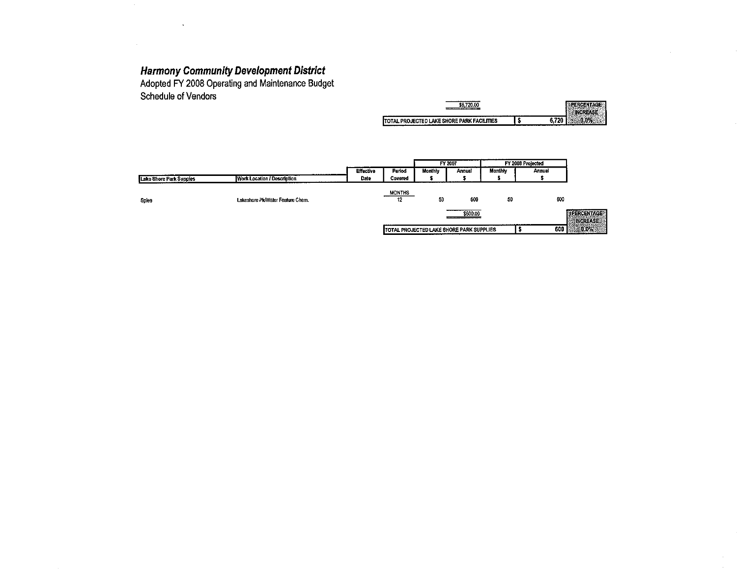## *Harmony Community Development District*

Adopted FY 2008 Operating and Maintenance Budget
Schedule of Vendors

$6,720.00

| TOTAL PROJECTED LAKE SHORE PARK FACILITIES | $ 6,720 | PERCENTAGE INCREASE 0.0% |
|---|---|---|

| Lake Shore Park Supplies | Work Location / Description | Effective Date | Period Covered | FY 2007 Monthly $ | FY 2007 Annual $ | FY 2008 Projected Monthly $ | FY 2008 Projected Annual $ |
|---|---|---|---|---|---|---|---|
| | | | MONTHS | | | | |
| Spies | Lakeshore Pk/Water Feature Chem. | | 12 | 50 | 600 | 50 | 600 |
| | | | | | $600.00 | | |

| TOTAL PROJECTED LAKE SHORE PARK SUPPLIES | $ 600 | PERCENTAGE INCREASE 0.0% |
|---|---|---|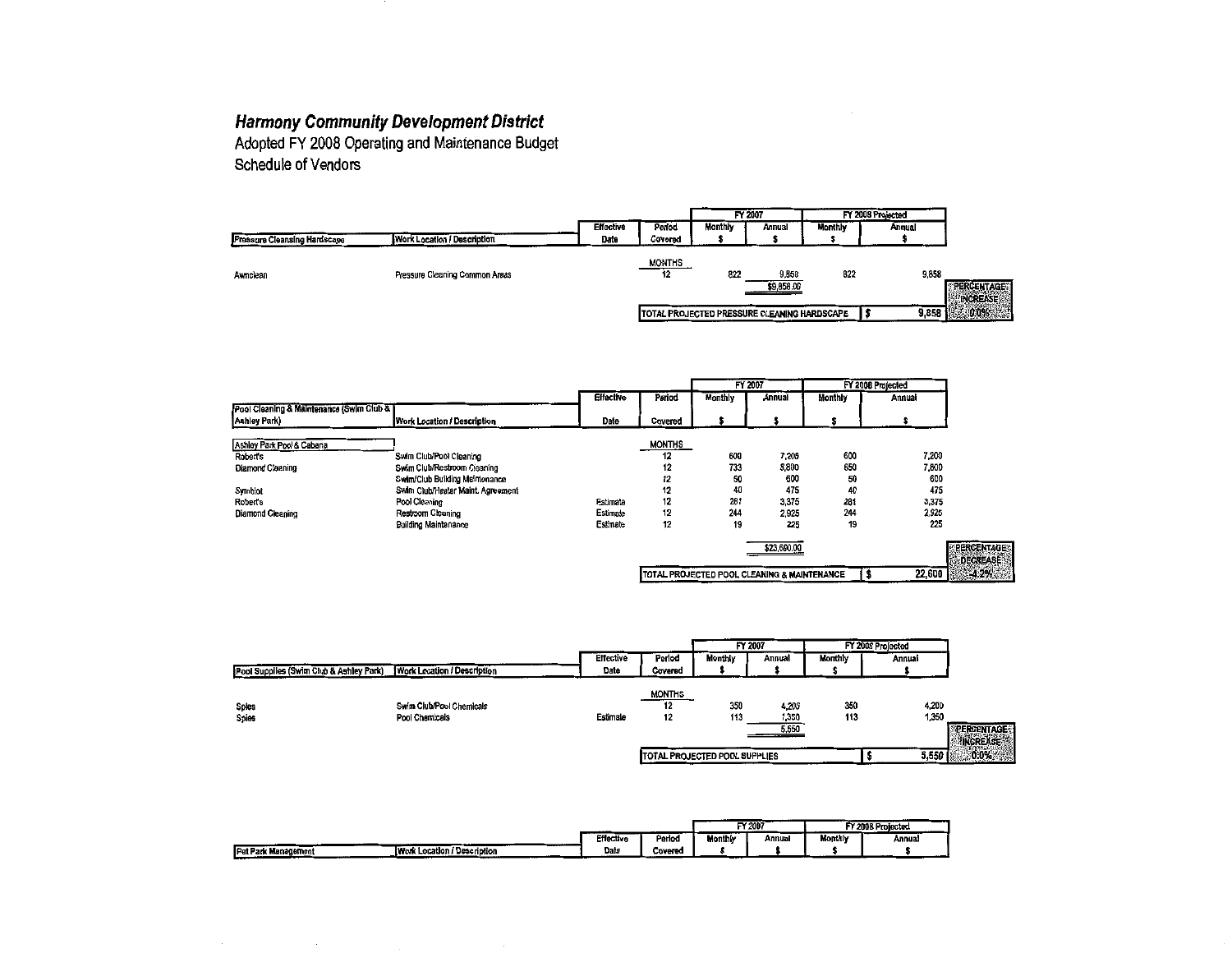# *Harmony Community Development District*

Adopted FY 2008 Operating and Maintenance Budget

Schedule of Vendors

| Pressure Cleansing Hardscape | Work Location / Description | Effective Date | Period Covered | FY 2007 Monthly $ | FY 2007 Annual $ | FY 2008 Projected Monthly $ | FY 2008 Projected Annual $ | |
|---|---|---|---|---|---|---|---|---|
| | | | MONTHS | | | | | |
| Awnclean | Pressure Cleaning Common Areas | | 12 | 822 | 9,858 | 822 | 9,858 | |
| | | | | | $9,858.00 | | | PERCENTAGE INCREASE |
| | | | TOTAL PROJECTED PRESSURE CLEANING HARDSCAPE | | | | $ 9,858 | 0.0% |

| Pool Cleaning & Maintenance (Swim Club & Ashley Park) | Work Location / Description | Effective Date | Period Covered | FY 2007 Monthly $ | FY 2007 Annual $ | FY 2008 Projected Monthly $ | FY 2008 Projected Annual $ | |
|---|---|---|---|---|---|---|---|---|
| Ashley Park Pool & Cabana | | | MONTHS | | | | | |
| Robert's | Swim Club/Pool Cleaning | | 12 | 600 | 7,200 | 600 | 7,200 | |
| Diamond Cleaning | Swim Club/Restroom Cleaning | | 12 | 733 | 8,800 | 650 | 7,800 | |
| | Swim/Club Building Maintenance | | 12 | 50 | 600 | 50 | 600 | |
| Symbiot | Swim Club/Heater Maint. Agreement | | 12 | 40 | 475 | 40 | 475 | |
| Robert's | Pool Cleaning | Estimate | 12 | 281 | 3,375 | 281 | 3,375 | |
| Diamond Cleaning | Restroom Cleaning | Estimate | 12 | 244 | 2,925 | 244 | 2,925 | |
| | Building Maintenance | Estimate | 12 | 19 | 225 | 19 | 225 | |
| | | | | | $23,600.00 | | | PERCENTAGE DECREASE |
| | | | TOTAL PROJECTED POOL CLEANING & MAINTENANCE | | | | $ 22,600 | -4.2% |

| Pool Supplies (Swim Club & Ashley Park) | Work Location / Description | Effective Date | Period Covered | FY 2007 Monthly $ | FY 2007 Annual $ | FY 2008 Projected Monthly $ | FY 2008 Projected Annual $ | |
|---|---|---|---|---|---|---|---|---|
| | | | MONTHS | | | | | |
| Spies | Swim Club/Pool Chemicals | | 12 | 350 | 4,200 | 350 | 4,200 | |
| Spies | Pool Chemicals | Estimate | 12 | 113 | 1,350 | 113 | 1,350 | |
| | | | | | 5,550 | | | PERCENTAGE INCREASE |
| | | | TOTAL PROJECTED POOL SUPPLIES | | | | $ 5,550 | 0.0% |

| Pet Park Management | Work Location / Description | Effective Date | Period Covered | FY 2007 Monthly $ | FY 2007 Annual $ | FY 2008 Projected Monthly $ | FY 2008 Projected Annual $ |
|---|---|---|---|---|---|---|---|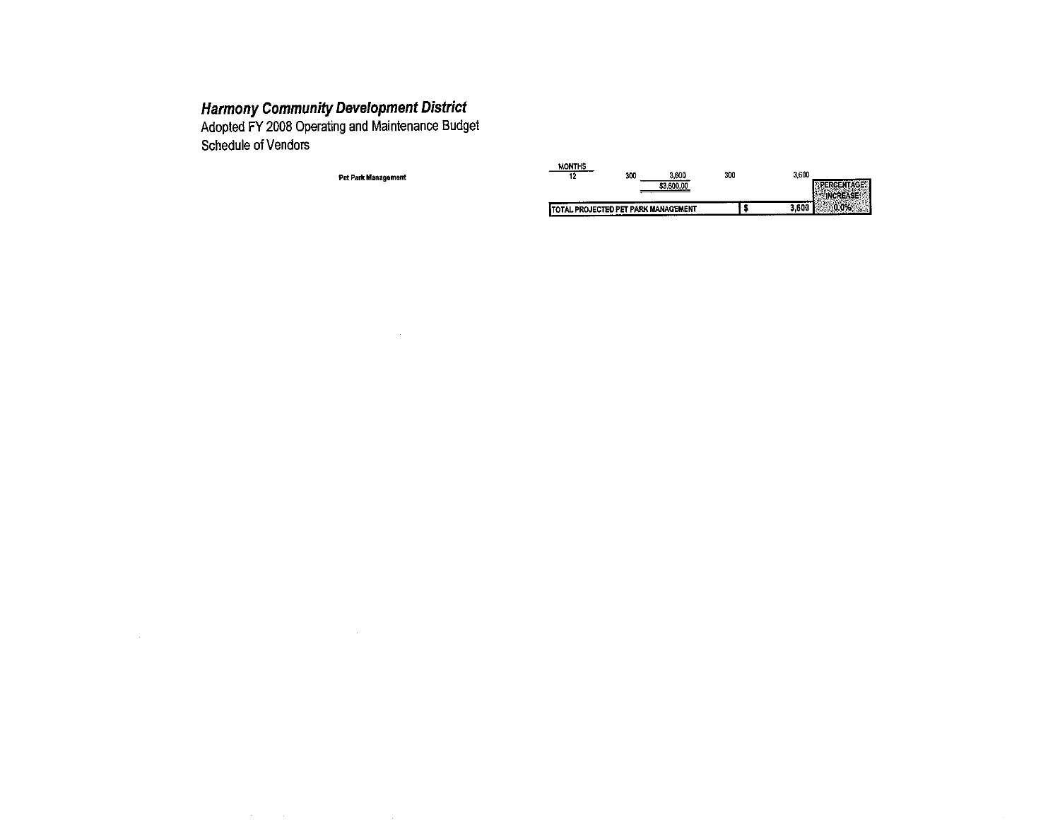# *Harmony Community Development District*

Adopted FY 2008 Operating and Maintenance Budget

Schedule of Vendors

**Pet Park Management**

| MONTHS | | | | | |
|---|---|---|---|---|---|
| 12 | 300 | 3,600 | 300 | 3,600 | PERCENTAGE INCREASE |
| | | $3,600.00 | | | |
| TOTAL PROJECTED PET PARK MANAGEMENT | | | $ | 3,600 | 0.0% |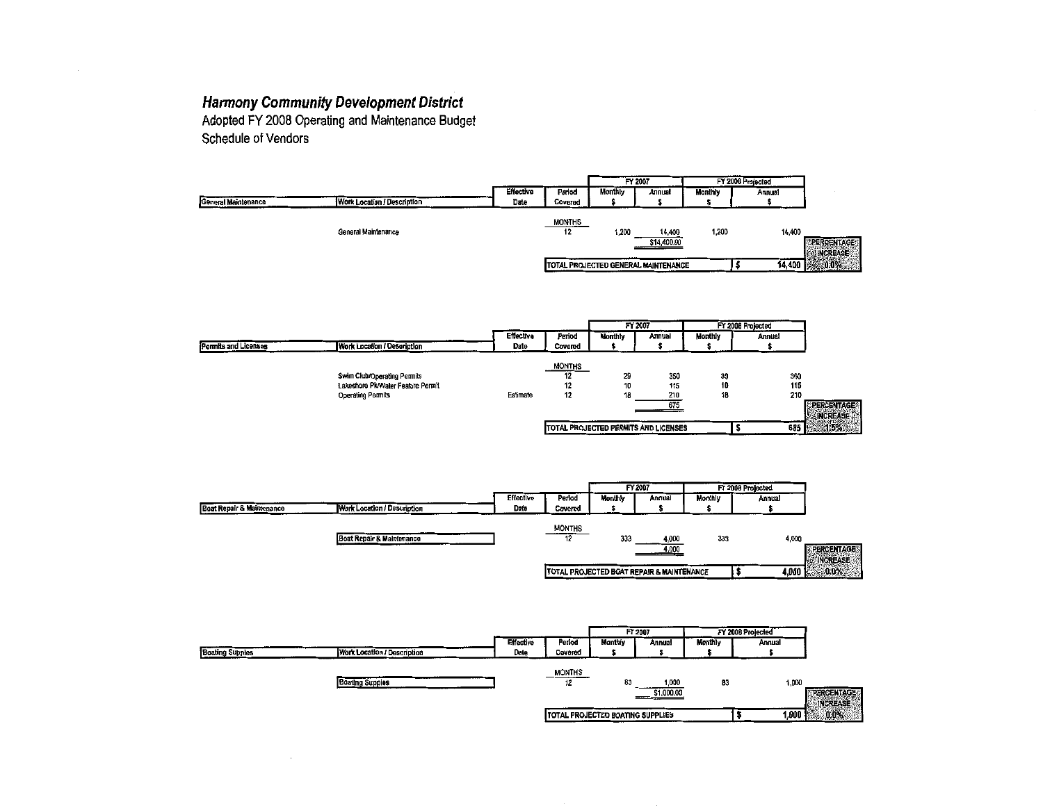# *Harmony Community Development District*

Adopted FY 2008 Operating and Maintenance Budget

Schedule of Vendors

| General Maintenance | Work Location / Description | Effective Date | Period Covered | FY 2007 Monthly $ | FY 2007 Annual $ | FY 2008 Projected Monthly $ | FY 2008 Projected Annual $ | |
|---|---|---|---|---|---|---|---|---|
| | | | MONTHS | | | | | |
| | General Maintenance | | 12 | 1,200 | 14,400 | 1,200 | 14,400 | |
| | | | | | $14,400.00 | | | PERCENTAGE INCREASE |
| | | | TOTAL PROJECTED GENERAL MAINTENANCE | | | | $ 14,400 | 0.0% |

| Permits and Licenses | Work Location / Description | Effective Date | Period Covered | FY 2007 Monthly $ | FY 2007 Annual $ | FY 2008 Projected Monthly $ | FY 2008 Projected Annual $ | |
|---|---|---|---|---|---|---|---|---|
| | | | MONTHS | | | | | |
| | Swim Club/Operating Permits | | 12 | 29 | 350 | 30 | 360 | |
| | Lakeshore Pk/Water Feature Permit | | 12 | 10 | 115 | 10 | 115 | |
| | Operating Permits | Estimate | 12 | 18 | 210 | 18 | 210 | |
| | | | | | 675 | | | PERCENTAGE INCREASE |
| | | | TOTAL PROJECTED PERMITS AND LICENSES | | | | $ 685 | 1.5% |

| Boat Repair & Maintenance | Work Location / Description | Effective Date | Period Covered | FY 2007 Monthly $ | FY 2007 Annual $ | FY 2008 Projected Monthly $ | FY 2008 Projected Annual $ | |
|---|---|---|---|---|---|---|---|---|
| | | | MONTHS | | | | | |
| | Boat Repair & Maintenance | | 12 | 333 | 4,000 | 333 | 4,000 | |
| | | | | | 4,000 | | | PERCENTAGE INCREASE |
| | | | TOTAL PROJECTED BOAT REPAIR & MAINTENANCE | | | | $ 4,000 | 0.0% |

| Boating Supplies | Work Location / Description | Effective Date | Period Covered | FY 2007 Monthly $ | FY 2007 Annual $ | FY 2008 Projected Monthly $ | FY 2008 Projected Annual $ | |
|---|---|---|---|---|---|---|---|---|
| | | | MONTHS | | | | | |
| | Boating Supplies | | 12 | 83 | 1,000 | 83 | 1,000 | |
| | | | | | $1,000.00 | | | PERCENTAGE INCREASE |
| | | | TOTAL PROJECTED BOATING SUPPLIES | | | | $ 1,000 | 0.0% |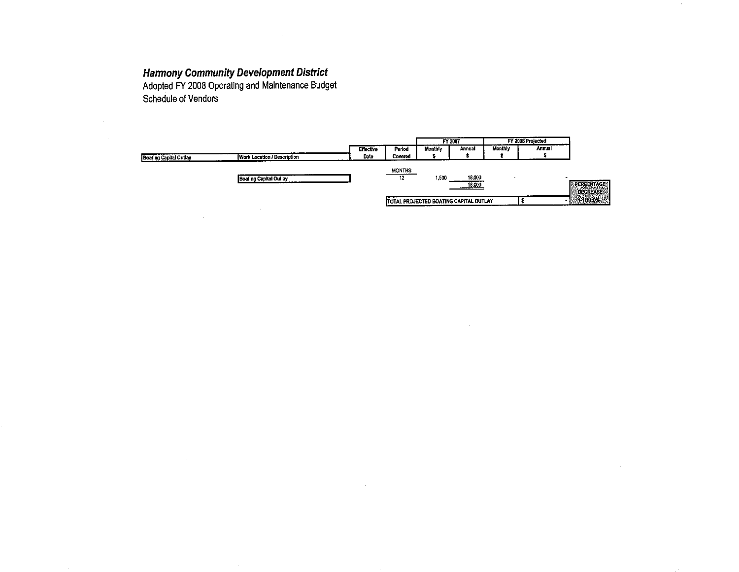***Harmony Community Development District***

Adopted FY 2008 Operating and Maintenance Budget

Schedule of Vendors

| Boating Capital Outlay | Work Location / Description | Effective Date | Period Covered | FY 2007 Monthly $ | FY 2007 Annual $ | FY 2008 Projected Monthly $ | FY 2008 Projected Annual $ | |
|---|---|---|---|---|---|---|---|---|
| | | | MONTHS | | | | | |
| | Boating Capital Outlay | | 12 | 1,500 | 18,000 | - | - | |
| | | | | | 18,000 | | | PERCENTAGE DECREASE |
| | | | TOTAL PROJECTED BOATING CAPITAL OUTLAY | | | | $ - | -100.0% |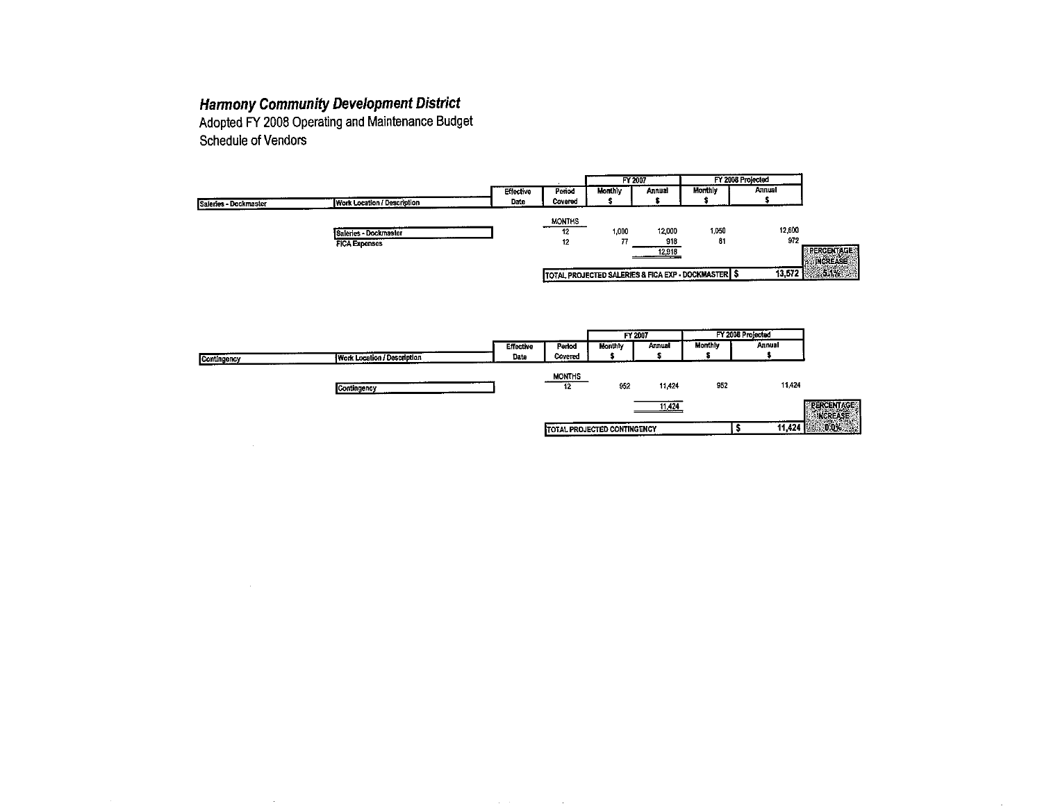## Harmony Community Development District

Adopted FY 2008 Operating and Maintenance Budget
Schedule of Vendors

| Saleries - Dockmaster | Work Location / Description | Effective Date | Period Covered | FY 2007 Monthly $ | FY 2007 Annual $ | FY 2008 Projected Monthly $ | FY 2008 Projected Annual $ | |
|---|---|---|---|---|---|---|---|---|
| | | | MONTHS | | | | | |
| | Saleries - Dockmaster | | 12 | 1,000 | 12,000 | 1,050 | 12,600 | |
| | FICA Expenses | | 12 | 77 | 918 | 81 | 972 | |
| | | | | | 12,918 | | | PERCENTAGE INCREASE |
| | | | TOTAL PROJECTED SALERIES & FICA EXP - DOCKMASTER | | | | $ 13,572 | 5.1% |

| Contingency | Work Location / Description | Effective Date | Period Covered | FY 2007 Monthly $ | FY 2007 Annual $ | FY 2008 Projected Monthly $ | FY 2008 Projected Annual $ | |
|---|---|---|---|---|---|---|---|---|
| | | | MONTHS | | | | | |
| | Contingency | | 12 | 952 | 11,424 | 952 | 11,424 | |
| | | | | | 11,424 | | | PERCENTAGE INCREASE |
| | | | TOTAL PROJECTED CONTINGENCY | | | | $ 11,424 | 0.0% |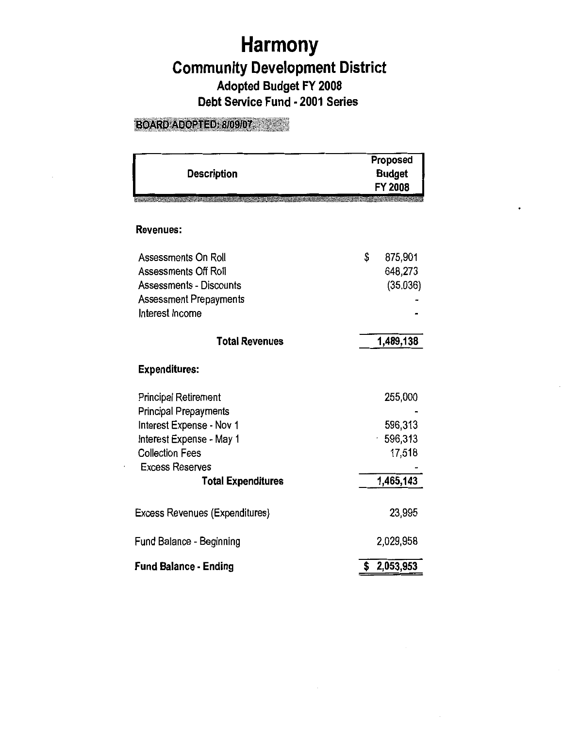# Harmony

## Community Development District

### Adopted Budget FY 2008

### Debt Service Fund - 2001 Series

BOARD ADOPTED: 8/09/07

| Description | Proposed Budget FY 2008 |
|---|---|
| **Revenues:** | |
| Assessments On Roll | $ 875,901 |
| Assessments Off Roll | 648,273 |
| Assessments - Discounts | (35,036) |
| Assessment Prepayments | - |
| Interest Income | - |
| **Total Revenues** | **1,489,138** |
| **Expenditures:** | |
| Principal Retirement | 255,000 |
| Principal Prepayments | - |
| Interest Expense - Nov 1 | 596,313 |
| Interest Expense - May 1 | 596,313 |
| Collection Fees | 17,518 |
| Excess Reserves | - |
| **Total Expenditures** | **1,465,143** |
| Excess Revenues (Expenditures) | 23,995 |
| Fund Balance - Beginning | 2,029,958 |
| **Fund Balance - Ending** | **$ 2,053,953** |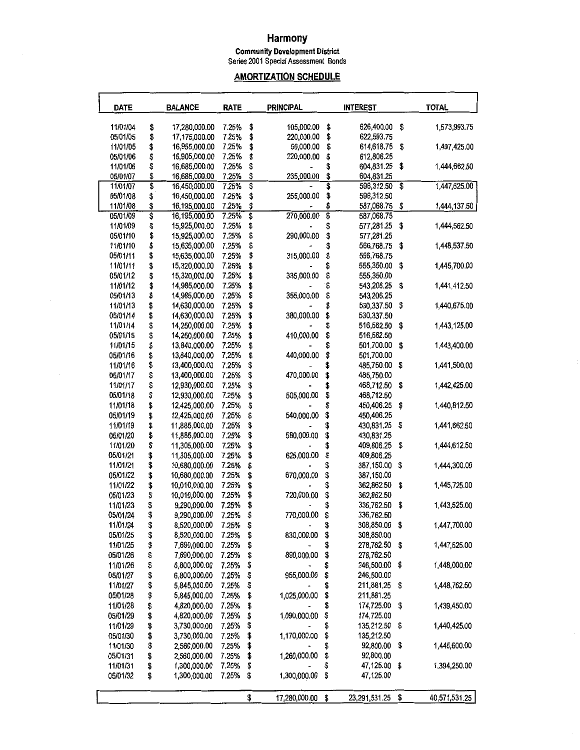# Harmony

**Community Development District**
Series 2001 Special Assessment Bonds

**AMORTIZATION SCHEDULE**

| DATE | BALANCE | RATE | PRINCIPAL | INTEREST | TOTAL |
|---|---|---|---|---|---|
| 11/01/04 | $ 17,280,000.00 | 7.25% | $ 105,000.00 | $ 626,400.00 | $ 1,573,993.75 |
| 05/01/05 | $ 17,175,000.00 | 7.25% | $ 220,000.00 | $ 622,593.75 | |
| 11/01/05 | $ 16,955,000.00 | 7.25% | $ 50,000.00 | $ 614,618.75 | $ 1,497,425.00 |
| 05/01/06 | $ 16,905,000.00 | 7.25% | $ 220,000.00 | $ 612,806.25 | |
| 11/01/06 | $ 16,685,000.00 | 7.25% | $ - | $ 604,831.25 | $ 1,444,662.50 |
| 05/01/07 | $ 16,685,000.00 | 7.25% | $ 235,000.00 | $ 604,831.25 | |
| 11/01/07 | $ 16,450,000.00 | 7.25% | $ - | $ 596,312.50 | $ 1,447,625.00 |
| 05/01/08 | $ 16,450,000.00 | 7.25% | $ 255,000.00 | $ 596,312.50 | |
| 11/01/08 | $ 16,195,000.00 | 7.25% | $ - | $ 587,068.75 | $ 1,444,137.50 |
| 05/01/09 | $ 16,195,000.00 | 7.25% | $ 270,000.00 | $ 587,068.75 | |
| 11/01/09 | $ 15,925,000.00 | 7.25% | $ - | $ 577,281.25 | $ 1,444,562.50 |
| 05/01/10 | $ 15,925,000.00 | 7.25% | $ 290,000.00 | $ 577,281.25 | |
| 11/01/10 | $ 15,635,000.00 | 7.25% | $ - | $ 566,768.75 | $ 1,448,537.50 |
| 05/01/11 | $ 15,635,000.00 | 7.25% | $ 315,000.00 | $ 566,768.75 | |
| 11/01/11 | $ 15,320,000.00 | 7.25% | $ - | $ 555,350.00 | $ 1,445,700.00 |
| 05/01/12 | $ 15,320,000.00 | 7.25% | $ 335,000.00 | $ 555,350.00 | |
| 11/01/12 | $ 14,985,000.00 | 7.25% | $ - | $ 543,206.25 | $ 1,441,412.50 |
| 05/01/13 | $ 14,985,000.00 | 7.25% | $ 355,000.00 | $ 543,206.25 | |
| 11/01/13 | $ 14,630,000.00 | 7.25% | $ - | $ 530,337.50 | $ 1,440,675.00 |
| 05/01/14 | $ 14,630,000.00 | 7.25% | $ 380,000.00 | $ 530,337.50 | |
| 11/01/14 | $ 14,250,000.00 | 7.25% | $ - | $ 516,562.50 | $ 1,443,125.00 |
| 05/01/15 | $ 14,250,000.00 | 7.25% | $ 410,000.00 | $ 516,562.50 | |
| 11/01/15 | $ 13,840,000.00 | 7.25% | $ - | $ 501,700.00 | $ 1,443,400.00 |
| 05/01/16 | $ 13,840,000.00 | 7.25% | $ 440,000.00 | $ 501,700.00 | |
| 11/01/16 | $ 13,400,000.00 | 7.25% | $ - | $ 485,750.00 | $ 1,441,500.00 |
| 05/01/17 | $ 13,400,000.00 | 7.25% | $ 470,000.00 | $ 485,750.00 | |
| 11/01/17 | $ 12,930,000.00 | 7.25% | $ - | $ 468,712.50 | $ 1,442,425.00 |
| 05/01/18 | $ 12,930,000.00 | 7.25% | $ 505,000.00 | $ 468,712.50 | |
| 11/01/18 | $ 12,425,000.00 | 7.25% | $ - | $ 450,406.25 | $ 1,440,812.50 |
| 05/01/19 | $ 12,425,000.00 | 7.25% | $ 540,000.00 | $ 450,406.25 | |
| 11/01/19 | $ 11,885,000.00 | 7.25% | $ - | $ 430,831.25 | $ 1,441,662.50 |
| 05/01/20 | $ 11,885,000.00 | 7.25% | $ 580,000.00 | $ 430,831.25 | |
| 11/01/20 | $ 11,305,000.00 | 7.25% | $ - | $ 409,806.25 | $ 1,444,612.50 |
| 05/01/21 | $ 11,305,000.00 | 7.25% | $ 625,000.00 | $ 409,806.25 | |
| 11/01/21 | $ 10,680,000.00 | 7.25% | $ - | $ 387,150.00 | $ 1,444,300.00 |
| 05/01/22 | $ 10,680,000.00 | 7.25% | $ 670,000.00 | $ 387,150.00 | |
| 11/01/22 | $ 10,010,000.00 | 7.25% | $ - | $ 362,862.50 | $ 1,445,725.00 |
| 05/01/23 | $ 10,010,000.00 | 7.25% | $ 720,000.00 | $ 362,862.50 | |
| 11/01/23 | $ 9,290,000.00 | 7.25% | $ - | $ 336,762.50 | $ 1,443,525.00 |
| 05/01/24 | $ 9,290,000.00 | 7.25% | $ 770,000.00 | $ 336,762.50 | |
| 11/01/24 | $ 8,520,000.00 | 7.25% | $ - | $ 308,850.00 | $ 1,447,700.00 |
| 05/01/25 | $ 8,520,000.00 | 7.25% | $ 830,000.00 | $ 308,850.00 | |
| 11/01/25 | $ 7,690,000.00 | 7.25% | $ - | $ 278,762.50 | $ 1,447,525.00 |
| 05/01/26 | $ 7,690,000.00 | 7.25% | $ 890,000.00 | $ 278,762.50 | |
| 11/01/26 | $ 6,800,000.00 | 7.25% | $ - | $ 246,500.00 | $ 1,448,000.00 |
| 05/01/27 | $ 6,800,000.00 | 7.25% | $ 955,000.00 | $ 246,500.00 | |
| 11/01/27 | $ 5,845,000.00 | 7.25% | $ - | $ 211,881.25 | $ 1,448,762.50 |
| 05/01/28 | $ 5,845,000.00 | 7.25% | $ 1,025,000.00 | $ 211,881.25 | |
| 11/01/28 | $ 4,820,000.00 | 7.25% | $ - | $ 174,725.00 | $ 1,439,450.00 |
| 05/01/29 | $ 4,820,000.00 | 7.25% | $ 1,090,000.00 | $ 174,725.00 | |
| 11/01/29 | $ 3,730,000.00 | 7.25% | $ - | $ 135,212.50 | $ 1,440,425.00 |
| 05/01/30 | $ 3,730,000.00 | 7.25% | $ 1,170,000.00 | $ 135,212.50 | |
| 11/01/30 | $ 2,560,000.00 | 7.25% | $ - | $ 92,800.00 | $ 1,445,600.00 |
| 05/01/31 | $ 2,560,000.00 | 7.25% | $ 1,260,000.00 | $ 92,800.00 | |
| 11/01/31 | $ 1,300,000.00 | 7.25% | $ - | $ 47,125.00 | $ 1,394,250.00 |
| 05/01/32 | $ 1,300,000.00 | 7.25% | $ 1,300,000.00 | $ 47,125.00 | |
| | | | $ 17,280,000.00 | $ 23,291,531.25 | $ 40,571,531.25 |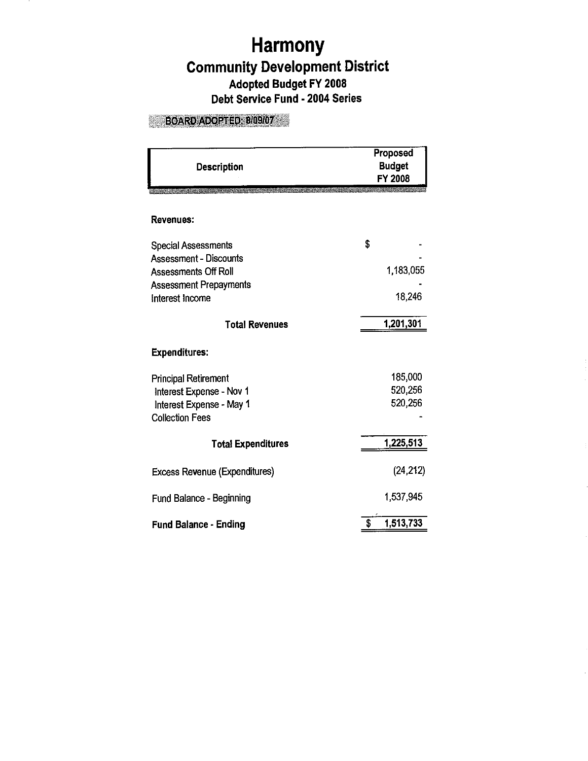# Harmony

## Community Development District

### Adopted Budget FY 2008

### Debt Service Fund - 2004 Series

**BOARD ADOPTED: 8/09/07**

| Description | Proposed Budget FY 2008 |
|---|---|
| **Revenues:** | |
| Special Assessments | $ - |
| Assessment - Discounts | - |
| Assessments Off Roll | 1,183,055 |
| Assessment Prepayments | - |
| Interest Income | 18,246 |
| **Total Revenues** | 1,201,301 |
| **Expenditures:** | |
| Principal Retirement | 185,000 |
| Interest Expense - Nov 1 | 520,256 |
| Interest Expense - May 1 | 520,256 |
| Collection Fees | - |
| **Total Expenditures** | 1,225,513 |
| Excess Revenue (Expenditures) | (24,212) |
| Fund Balance - Beginning | 1,537,945 |
| **Fund Balance - Ending** | $ 1,513,733 |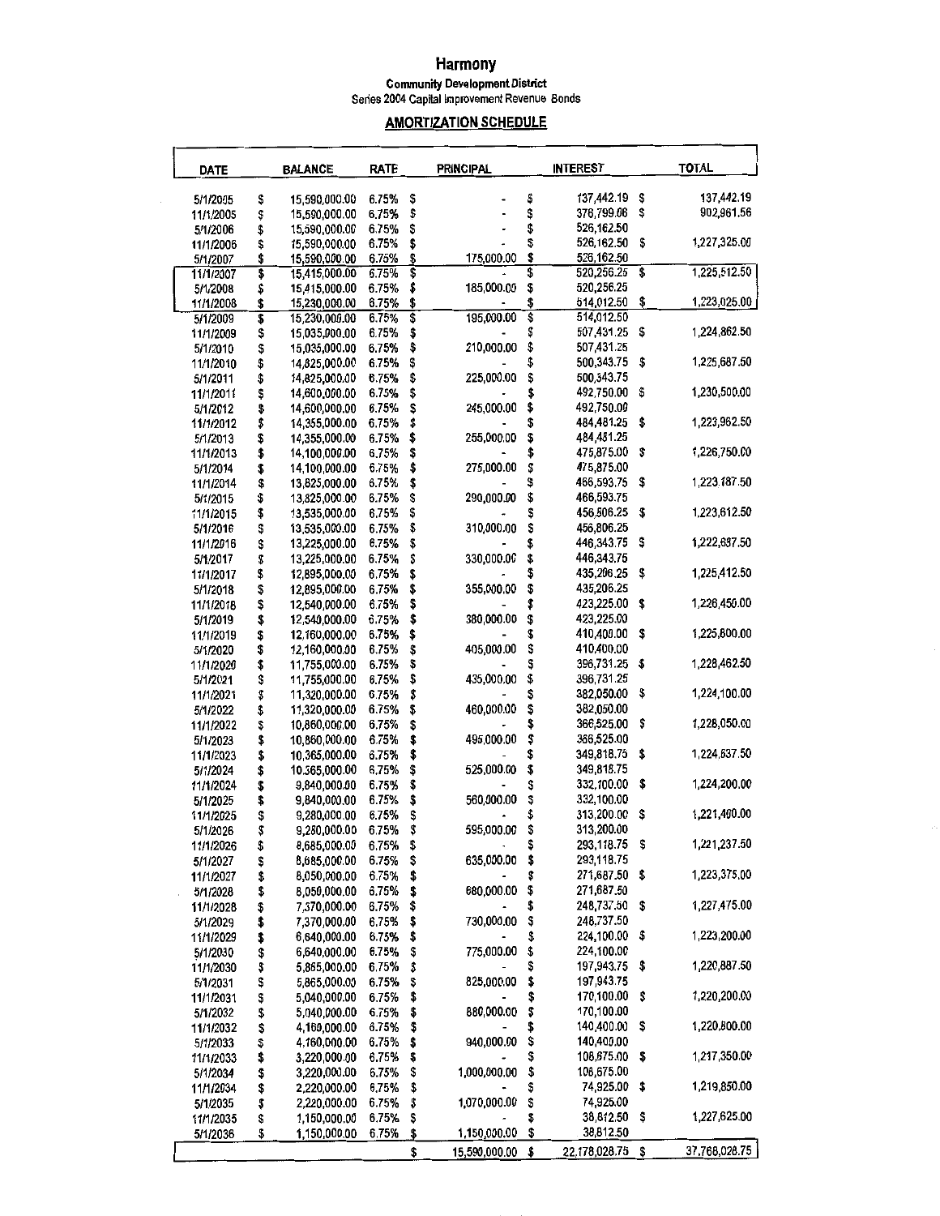# Harmony

## Community Development District

Series 2004 Capital Improvement Revenue Bonds

### AMORTIZATION SCHEDULE

| DATE | BALANCE | RATE | PRINCIPAL | INTEREST | TOTAL |
|---|---|---|---|---|---|
| 5/1/2005 | $ 15,590,000.00 | 6.75% | $ - | $ 137,442.19 | $ 137,442.19 |
| 11/1/2005 | $ 15,590,000.00 | 6.75% | $ - | $ 376,799.06 | $ 902,961.56 |
| 5/1/2006 | $ 15,590,000.00 | 6.75% | $ - | $ 526,162.50 | |
| 11/1/2006 | $ 15,590,000.00 | 6.75% | $ - | $ 526,162.50 | $ 1,227,325.00 |
| 5/1/2007 | $ 15,590,000.00 | 6.75% | $ 175,000.00 | $ 526,162.50 | |
| 11/1/2007 | $ 15,415,000.00 | 6.75% | $ - | $ 520,256.25 | $ 1,225,512.50 |
| 5/1/2008 | $ 15,415,000.00 | 6.75% | $ 185,000.00 | $ 520,256.25 | |
| 11/1/2008 | $ 15,230,000.00 | 6.75% | $ - | $ 514,012.50 | $ 1,223,025.00 |
| 5/1/2009 | $ 15,230,000.00 | 6.75% | $ 195,000.00 | $ 514,012.50 | |
| 11/1/2009 | $ 15,035,000.00 | 6.75% | $ - | $ 507,431.25 | $ 1,224,862.50 |
| 5/1/2010 | $ 15,035,000.00 | 6.75% | $ 210,000.00 | $ 507,431.25 | |
| 11/1/2010 | $ 14,825,000.00 | 6.75% | $ - | $ 500,343.75 | $ 1,225,687.50 |
| 5/1/2011 | $ 14,825,000.00 | 6.75% | $ 225,000.00 | $ 500,343.75 | |
| 11/1/2011 | $ 14,600,000.00 | 6.75% | $ - | $ 492,750.00 | $ 1,230,500.00 |
| 5/1/2012 | $ 14,600,000.00 | 6.75% | $ 245,000.00 | $ 492,750.00 | |
| 11/1/2012 | $ 14,355,000.00 | 6.75% | $ - | $ 484,481.25 | $ 1,223,962.50 |
| 5/1/2013 | $ 14,355,000.00 | 6.75% | $ 255,000.00 | $ 484,481.25 | |
| 11/1/2013 | $ 14,100,000.00 | 6.75% | $ - | $ 475,875.00 | $ 1,226,750.00 |
| 5/1/2014 | $ 14,100,000.00 | 6.75% | $ 275,000.00 | $ 475,875.00 | |
| 11/1/2014 | $ 13,825,000.00 | 6.75% | $ - | $ 466,593.75 | $ 1,223,187.50 |
| 5/1/2015 | $ 13,825,000.00 | 6.75% | $ 290,000.00 | $ 466,593.75 | |
| 11/1/2015 | $ 13,535,000.00 | 6.75% | $ - | $ 456,806.25 | $ 1,223,612.50 |
| 5/1/2016 | $ 13,535,000.00 | 6.75% | $ 310,000.00 | $ 456,806.25 | |
| 11/1/2016 | $ 13,225,000.00 | 6.75% | $ - | $ 446,343.75 | $ 1,222,687.50 |
| 5/1/2017 | $ 13,225,000.00 | 6.75% | $ 330,000.00 | $ 446,343.75 | |
| 11/1/2017 | $ 12,895,000.00 | 6.75% | $ - | $ 435,206.25 | $ 1,225,412.50 |
| 5/1/2018 | $ 12,895,000.00 | 6.75% | $ 355,000.00 | $ 435,206.25 | |
| 11/1/2018 | $ 12,540,000.00 | 6.75% | $ - | $ 423,225.00 | $ 1,226,450.00 |
| 5/1/2019 | $ 12,540,000.00 | 6.75% | $ 380,000.00 | $ 423,225.00 | |
| 11/1/2019 | $ 12,160,000.00 | 6.75% | $ - | $ 410,400.00 | $ 1,225,800.00 |
| 5/1/2020 | $ 12,160,000.00 | 6.75% | $ 405,000.00 | $ 410,400.00 | |
| 11/1/2020 | $ 11,755,000.00 | 6.75% | $ - | $ 396,731.25 | $ 1,228,462.50 |
| 5/1/2021 | $ 11,755,000.00 | 6.75% | $ 435,000.00 | $ 396,731.25 | |
| 11/1/2021 | $ 11,320,000.00 | 6.75% | $ - | $ 382,050.00 | $ 1,224,100.00 |
| 5/1/2022 | $ 11,320,000.00 | 6.75% | $ 460,000.00 | $ 382,050.00 | |
| 11/1/2022 | $ 10,860,000.00 | 6.75% | $ - | $ 366,525.00 | $ 1,228,050.00 |
| 5/1/2023 | $ 10,860,000.00 | 6.75% | $ 495,000.00 | $ 366,525.00 | |
| 11/1/2023 | $ 10,365,000.00 | 6.75% | $ - | $ 349,818.75 | $ 1,224,637.50 |
| 5/1/2024 | $ 10,365,000.00 | 6.75% | $ 525,000.00 | $ 349,818.75 | |
| 11/1/2024 | $ 9,840,000.00 | 6.75% | $ - | $ 332,100.00 | $ 1,224,200.00 |
| 5/1/2025 | $ 9,840,000.00 | 6.75% | $ 560,000.00 | $ 332,100.00 | |
| 11/1/2025 | $ 9,280,000.00 | 6.75% | $ - | $ 313,200.00 | $ 1,221,460.00 |
| 5/1/2026 | $ 9,280,000.00 | 6.75% | $ 595,000.00 | $ 313,200.00 | |
| 11/1/2026 | $ 8,685,000.00 | 6.75% | $ - | $ 293,118.75 | $ 1,221,237.50 |
| 5/1/2027 | $ 8,685,000.00 | 6.75% | $ 635,000.00 | $ 293,118.75 | |
| 11/1/2027 | $ 8,050,000.00 | 6.75% | $ - | $ 271,687.50 | $ 1,223,375.00 |
| 5/1/2028 | $ 8,050,000.00 | 6.75% | $ 680,000.00 | $ 271,687.50 | |
| 11/1/2028 | $ 7,370,000.00 | 6.75% | $ - | $ 248,737.50 | $ 1,227,475.00 |
| 5/1/2029 | $ 7,370,000.00 | 6.75% | $ 730,000.00 | $ 248,737.50 | |
| 11/1/2029 | $ 6,640,000.00 | 6.75% | $ - | $ 224,100.00 | $ 1,223,200.00 |
| 5/1/2030 | $ 6,640,000.00 | 6.75% | $ 775,000.00 | $ 224,100.00 | |
| 11/1/2030 | $ 5,865,000.00 | 6.75% | $ - | $ 197,943.75 | $ 1,220,887.50 |
| 5/1/2031 | $ 5,865,000.00 | 6.75% | $ 825,000.00 | $ 197,943.75 | |
| 11/1/2031 | $ 5,040,000.00 | 6.75% | $ - | $ 170,100.00 | $ 1,220,200.00 |
| 5/1/2032 | $ 5,040,000.00 | 6.75% | $ 880,000.00 | $ 170,100.00 | |
| 11/1/2032 | $ 4,160,000.00 | 6.75% | $ - | $ 140,400.00 | $ 1,220,800.00 |
| 5/1/2033 | $ 4,160,000.00 | 6.75% | $ 940,000.00 | $ 140,400.00 | |
| 11/1/2033 | $ 3,220,000.00 | 6.75% | $ - | $ 108,675.00 | $ 1,217,350.00 |
| 5/1/2034 | $ 3,220,000.00 | 6.75% | $ 1,000,000.00 | $ 108,675.00 | |
| 11/1/2034 | $ 2,220,000.00 | 6.75% | $ - | $ 74,925.00 | $ 1,219,850.00 |
| 5/1/2035 | $ 2,220,000.00 | 6.75% | $ 1,070,000.00 | $ 74,925.00 | |
| 11/1/2035 | $ 1,150,000.00 | 6.75% | $ - | $ 38,812.50 | $ 1,227,625.00 |
| 5/1/2036 | $ 1,150,000.00 | 6.75% | $ 1,150,000.00 | $ 38,812.50 | |
| | | | $ 15,590,000.00 | $ 22,178,028.75 | $ 37,768,028.75 |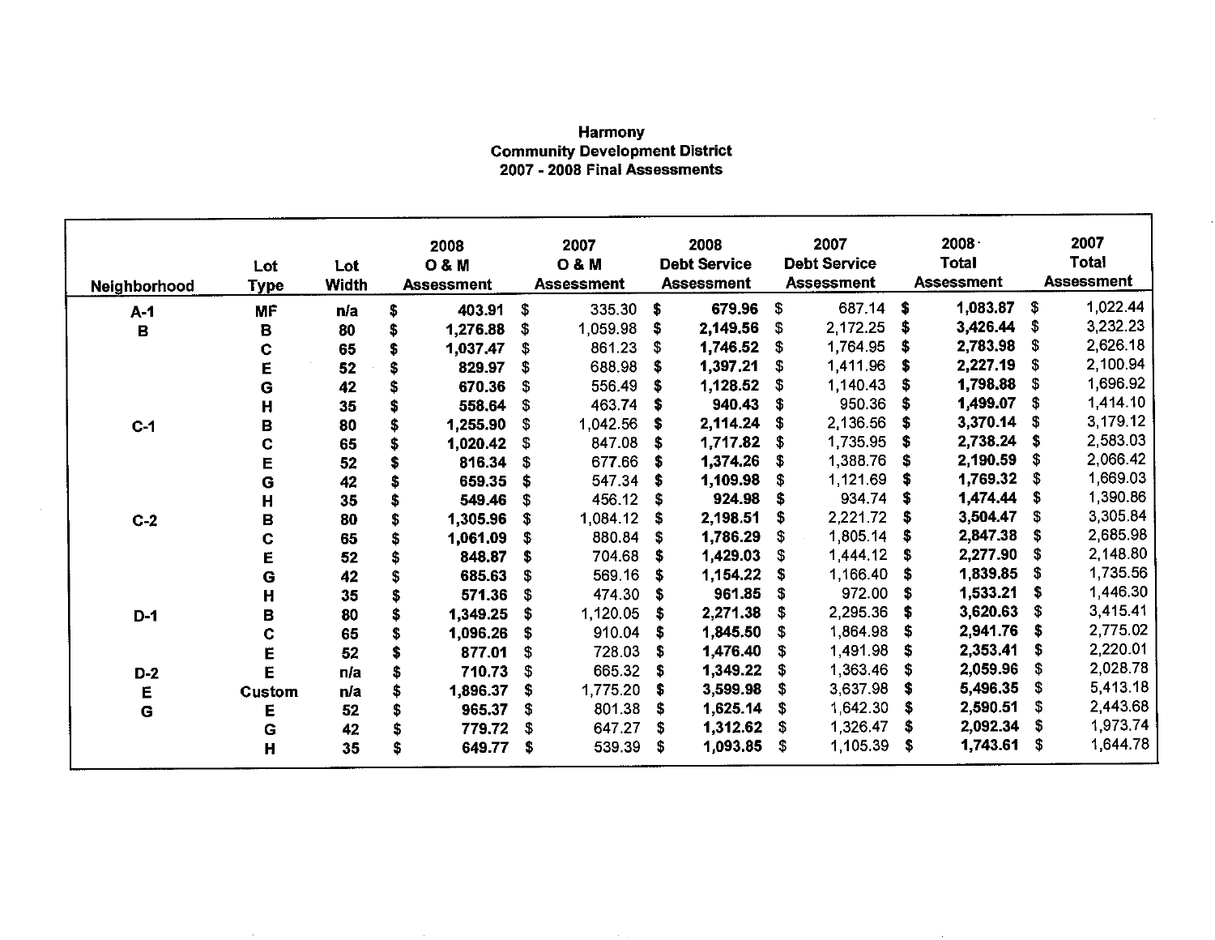**Harmony**
**Community Development District**
**2007 - 2008 Final Assessments**

| Neighborhood | Lot Type | Lot Width | 2008 O & M Assessment | 2007 O & M Assessment | 2008 Debt Service Assessment | 2007 Debt Service Assessment | 2008 Total Assessment | 2007 Total Assessment |
|---|---|---|---|---|---|---|---|---|
| A-1 | MF | n/a | $ 403.91 | $ 335.30 | $ 679.96 | $ 687.14 | $ 1,083.87 | $ 1,022.44 |
| B | B | 80 | $ 1,276.88 | $ 1,059.98 | $ 2,149.56 | $ 2,172.25 | $ 3,426.44 | $ 3,232.23 |
| | C | 65 | $ 1,037.47 | $ 861.23 | $ 1,746.52 | $ 1,764.95 | $ 2,783.98 | $ 2,626.18 |
| | E | 52 | $ 829.97 | $ 688.98 | $ 1,397.21 | $ 1,411.96 | $ 2,227.19 | $ 2,100.94 |
| | G | 42 | $ 670.36 | $ 556.49 | $ 1,128.52 | $ 1,140.43 | $ 1,798.88 | $ 1,696.92 |
| | H | 35 | $ 558.64 | $ 463.74 | $ 940.43 | $ 950.36 | $ 1,499.07 | $ 1,414.10 |
| C-1 | B | 80 | $ 1,255.90 | $ 1,042.56 | $ 2,114.24 | $ 2,136.56 | $ 3,370.14 | $ 3,179.12 |
| | C | 65 | $ 1,020.42 | $ 847.08 | $ 1,717.82 | $ 1,735.95 | $ 2,738.24 | $ 2,583.03 |
| | E | 52 | $ 816.34 | $ 677.66 | $ 1,374.26 | $ 1,388.76 | $ 2,190.59 | $ 2,066.42 |
| | G | 42 | $ 659.35 | $ 547.34 | $ 1,109.98 | $ 1,121.69 | $ 1,769.32 | $ 1,669.03 |
| | H | 35 | $ 549.46 | $ 456.12 | $ 924.98 | $ 934.74 | $ 1,474.44 | $ 1,390.86 |
| C-2 | B | 80 | $ 1,305.96 | $ 1,084.12 | $ 2,198.51 | $ 2,221.72 | $ 3,504.47 | $ 3,305.84 |
| | C | 65 | $ 1,061.09 | $ 880.84 | $ 1,786.29 | $ 1,805.14 | $ 2,847.38 | $ 2,685.98 |
| | E | 52 | $ 848.87 | $ 704.68 | $ 1,429.03 | $ 1,444.12 | $ 2,277.90 | $ 2,148.80 |
| | G | 42 | $ 685.63 | $ 569.16 | $ 1,154.22 | $ 1,166.40 | $ 1,839.85 | $ 1,735.56 |
| | H | 35 | $ 571.36 | $ 474.30 | $ 961.85 | $ 972.00 | $ 1,533.21 | $ 1,446.30 |
| D-1 | B | 80 | $ 1,349.25 | $ 1,120.05 | $ 2,271.38 | $ 2,295.36 | $ 3,620.63 | $ 3,415.41 |
| | C | 65 | $ 1,096.26 | $ 910.04 | $ 1,845.50 | $ 1,864.98 | $ 2,941.76 | $ 2,775.02 |
| | E | 52 | $ 877.01 | $ 728.03 | $ 1,476.40 | $ 1,491.98 | $ 2,353.41 | $ 2,220.01 |
| D-2 | E | n/a | $ 710.73 | $ 665.32 | $ 1,349.22 | $ 1,363.46 | $ 2,059.96 | $ 2,028.78 |
| E | Custom | n/a | $ 1,896.37 | $ 1,775.20 | $ 3,599.98 | $ 3,637.98 | $ 5,496.35 | $ 5,413.18 |
| G | E | 52 | $ 965.37 | $ 801.38 | $ 1,625.14 | $ 1,642.30 | $ 2,590.51 | $ 2,443.68 |
| | G | 42 | $ 779.72 | $ 647.27 | $ 1,312.62 | $ 1,326.47 | $ 2,092.34 | $ 1,973.74 |
| | H | 35 | $ 649.77 | $ 539.39 | $ 1,093.85 | $ 1,105.39 | $ 1,743.61 | $ 1,644.78 |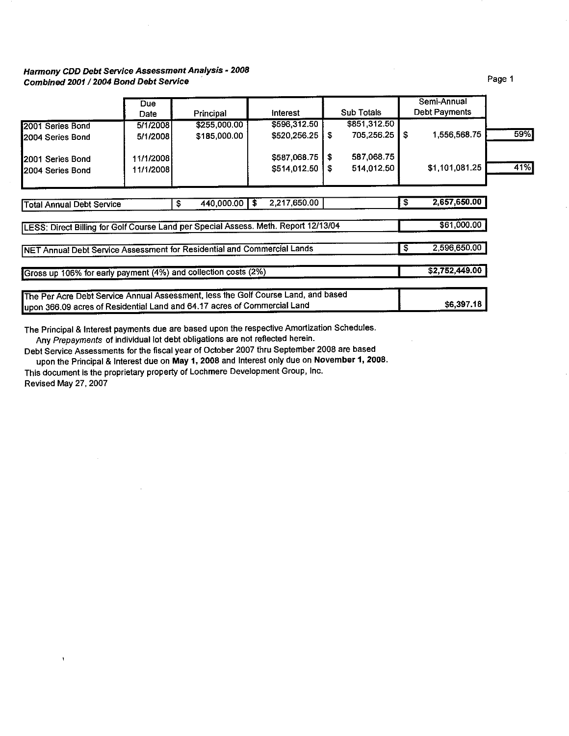***Harmony CDD Debt Service Assessment Analysis - 2008***
***Combined 2001 / 2004 Bond Debt Service***

| | Due Date | Principal | Interest | Sub Totals | Semi-Annual Debt Payments | |
|---|---|---|---|---|---|---|
| 2001 Series Bond | 5/1/2008 | $255,000.00 | $596,312.50 | $851,312.50 | | |
| 2004 Series Bond | 5/1/2008 | $185,000.00 | $520,256.25 | $ 705,256.25 | $ 1,556,568.75 | 59% |
| 2001 Series Bond | 11/1/2008 | | $587,068.75 | $ 587,068.75 | | |
| 2004 Series Bond | 11/1/2008 | | $514,012.50 | $ 514,012.50 | $1,101,081.25 | 41% |
| Total Annual Debt Service | | $ 440,000.00 | $ 2,217,650.00 | | $ 2,657,650.00 | |

| | |
|---|---|
| LESS: Direct Billing for Golf Course Land per Special Assess. Meth. Report 12/13/04 | $61,000.00 |
| NET Annual Debt Service Assessment for Residential and Commercial Lands | $ 2,596,650.00 |
| Gross up 106% for early payment (4%) and collection costs (2%) | $2,752,449.00 |
| The Per Acre Debt Service Annual Assessment, less the Golf Course Land, and based upon 366.09 acres of Residential Land and 64.17 acres of Commercial Land | $6,397.18 |

The Principal & Interest payments due are based upon the respective Amortization Schedules.
Any *Prepayments* of individual lot debt obligations are not reflected herein.
Debt Service Assessments for the fiscal year of October 2007 thru September 2008 are based upon the Principal & Interest due on **May 1, 2008** and Interest only due on **November 1, 2008.**
This document is the proprietary property of Lochmere Development Group, Inc.
Revised May 27, 2007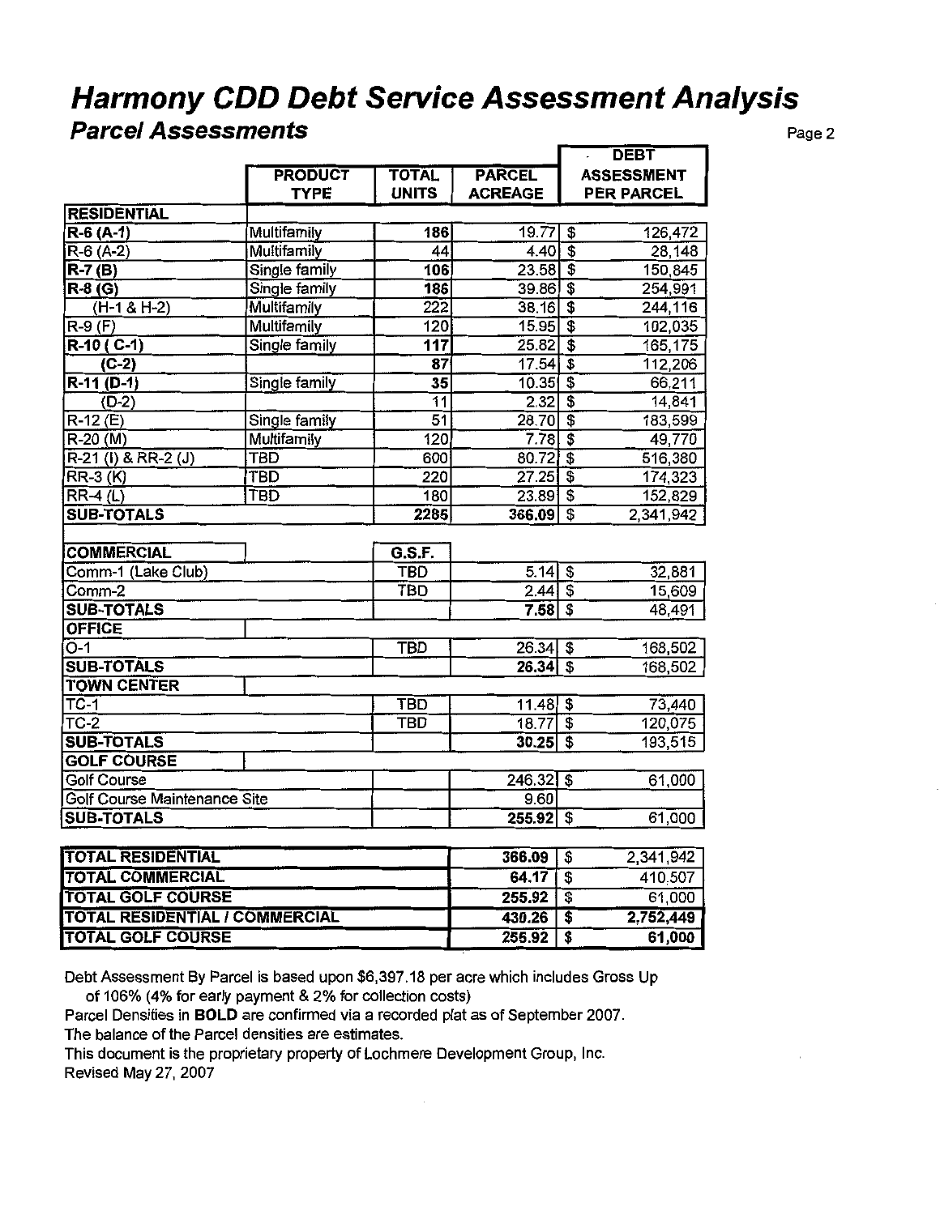# Harmony CDD Debt Service Assessment Analysis

## Parcel Assessments

| | PRODUCT TYPE | TOTAL UNITS | PARCEL ACREAGE | DEBT ASSESSMENT PER PARCEL |
|---|---|---|---|---|
| **RESIDENTIAL** | | | | |
| **R-6 (A-1)** | Multifamily | **186** | 19.77 | $ 126,472 |
| R-6 (A-2) | Multifamily | 44 | 4.40 | $ 28,148 |
| **R-7 (B)** | Single family | **106** | 23.58 | $ 150,845 |
| **R-8 (G)** | Single family | **186** | 39.86 | $ 254,991 |
| (H-1 & H-2) | Multifamily | 222 | 38.16 | $ 244,116 |
| R-9 (F) | Multifamily | 120 | 15.95 | $ 102,035 |
| **R-10 ( C-1)** | Single family | **117** | 25.82 | $ 165,175 |
| **(C-2)** | | **87** | 17.54 | $ 112,206 |
| **R-11 (D-1)** | Single family | **35** | 10.35 | $ 66,211 |
| (D-2) | | 11 | 2.32 | $ 14,841 |
| R-12 (E) | Single family | 51 | 28.70 | $ 183,599 |
| R-20 (M) | Multifamily | 120 | 7.78 | $ 49,770 |
| R-21 (I) & RR-2 (J) | TBD | 600 | 80.72 | $ 516,380 |
| RR-3 (K) | TBD | 220 | 27.25 | $ 174,323 |
| RR-4 (L) | TBD | 180 | 23.89 | $ 152,829 |
| **SUB-TOTALS** | | **2285** | **366.09** | $ 2,341,942 |
| | | | | |
| **COMMERCIAL** | | **G.S.F.** | | |
| Comm-1 (Lake Club) | | TBD | 5.14 | $ 32,881 |
| Comm-2 | | TBD | 2.44 | $ 15,609 |
| **SUB-TOTALS** | | | **7.58** | $ 48,491 |
| **OFFICE** | | | | |
| O-1 | | TBD | 26.34 | $ 168,502 |
| **SUB-TOTALS** | | | **26.34** | $ 168,502 |
| **TOWN CENTER** | | | | |
| TC-1 | | TBD | 11.48 | $ 73,440 |
| TC-2 | | TBD | 18.77 | $ 120,075 |
| **SUB-TOTALS** | | | **30.25** | $ 193,515 |
| **GOLF COURSE** | | | | |
| Golf Course | | | 246.32 | $ 61,000 |
| Golf Course Maintenance Site | | | 9.60 | |
| **SUB-TOTALS** | | | **255.92** | $ 61,000 |

| | | |
|---|---|---|
| **TOTAL RESIDENTIAL** | **366.09** | $ 2,341,942 |
| **TOTAL COMMERCIAL** | **64.17** | $ 410,507 |
| **TOTAL GOLF COURSE** | **255.92** | $ 61,000 |
| **TOTAL RESIDENTIAL / COMMERCIAL** | **430.26** | **$ 2,752,449** |
| **TOTAL GOLF COURSE** | **255.92** | **$ 61,000** |

Debt Assessment By Parcel is based upon $6,397.18 per acre which includes Gross Up of 106% (4% for early payment & 2% for collection costs)

Parcel Densities in **BOLD** are confirmed via a recorded plat as of September 2007.

The balance of the Parcel densities are estimates.

This document is the proprietary property of Lochmere Development Group, Inc.

Revised May 27, 2007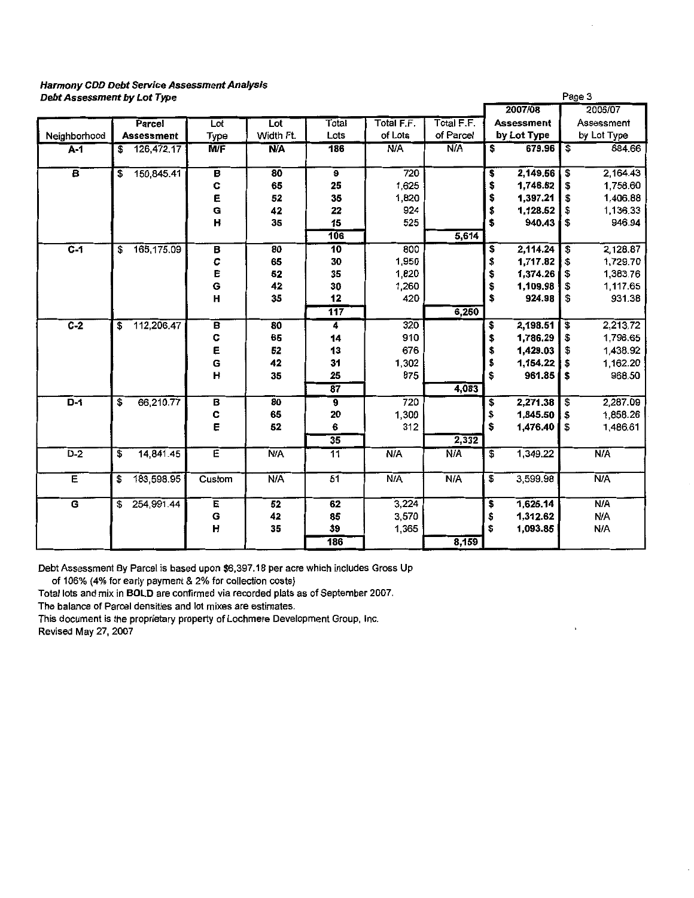***Harmony CDD Debt Service Assessment Analysis***
***Debt Assessment by Lot Type***

| Neighborhood | Parcel Assessment | Lot Type | Lot Width Ft. | Total Lots | Total F.F. of Lots | Total F.F. of Parcel | 2007/08 Assessment by Lot Type | 2006/07 Assessment by Lot Type |
|---|---|---|---|---|---|---|---|---|
| **A-1** | $ 126,472.17 | **M/F** | **N/A** | **186** | N/A | N/A | $ **679.96** | $ 684.66 |
| **B** | $ 150,845.41 | **B** | **80** | **9** | 720 | | $ **2,149.56** | $ 2,164.43 |
| | | **C** | **65** | **25** | 1,625 | | $ **1,746.52** | $ 1,758.60 |
| | | **E** | **52** | **35** | 1,820 | | $ **1,397.21** | $ 1,406.88 |
| | | **G** | **42** | **22** | 924 | | $ **1,128.52** | $ 1,136.33 |
| | | **H** | **35** | **15** | 525 | | $ **940.43** | $ 946.94 |
| | | | | **106** | | **5,614** | | |
| **C-1** | $ 165,175.09 | **B** | **80** | **10** | 800 | | $ **2,114.24** | $ 2,128.87 |
| | | **C** | **65** | **30** | 1,950 | | $ **1,717.82** | $ 1,729.70 |
| | | **E** | **52** | **35** | 1,820 | | $ **1,374.26** | $ 1,383.76 |
| | | **G** | **42** | **30** | 1,260 | | $ **1,109.98** | $ 1,117.65 |
| | | **H** | **35** | **12** | 420 | | $ **924.98** | $ 931.38 |
| | | | | **117** | | **6,260** | | |
| **C-2** | $ 112,206.47 | **B** | **80** | **4** | 320 | | $ **2,198.51** | $ 2,213.72 |
| | | **C** | **65** | **14** | 910 | | $ **1,786.29** | $ 1,798.65 |
| | | **E** | **52** | **13** | 676 | | $ **1,429.03** | $ 1,438.92 |
| | | **G** | **42** | **31** | 1,302 | | $ **1,154.22** | $ 1,162.20 |
| | | **H** | **35** | **25** | 875 | | $ **961.85** | $ 968.50 |
| | | | | **87** | | **4,083** | | |
| **D-1** | $ 66,210.77 | **B** | **80** | **9** | 720 | | $ **2,271.38** | $ 2,287.09 |
| | | **C** | **65** | **20** | 1,300 | | $ **1,845.50** | $ 1,858.26 |
| | | **E** | **52** | **6** | 312 | | $ **1,476.40** | $ 1,486.61 |
| | | | | **35** | | **2,332** | | |
| D-2 | $ 14,841.45 | E | N/A | 11 | N/A | N/A | $ 1,349.22 | N/A |
| E | $ 183,598.95 | Custom | N/A | 51 | N/A | N/A | $ 3,599.98 | N/A |
| G | $ 254,991.44 | **E** | **52** | **62** | 3,224 | | $ **1,625.14** | N/A |
| | | **G** | **42** | **85** | 3,570 | | $ **1,312.62** | N/A |
| | | **H** | **35** | **39** | 1,365 | | $ **1,093.85** | N/A |
| | | | | **186** | | **8,159** | | |

Debt Assessment By Parcel is based upon $6,397.18 per acre which includes Gross Up of 106% (4% for early payment & 2% for collection costs)

Total lots and mix in **BOLD** are confirmed via recorded plats as of September 2007.

The balance of Parcel densities and lot mixes are estimates.

This document is the proprietary property of Lochmere Development Group, Inc.

Revised May 27, 2007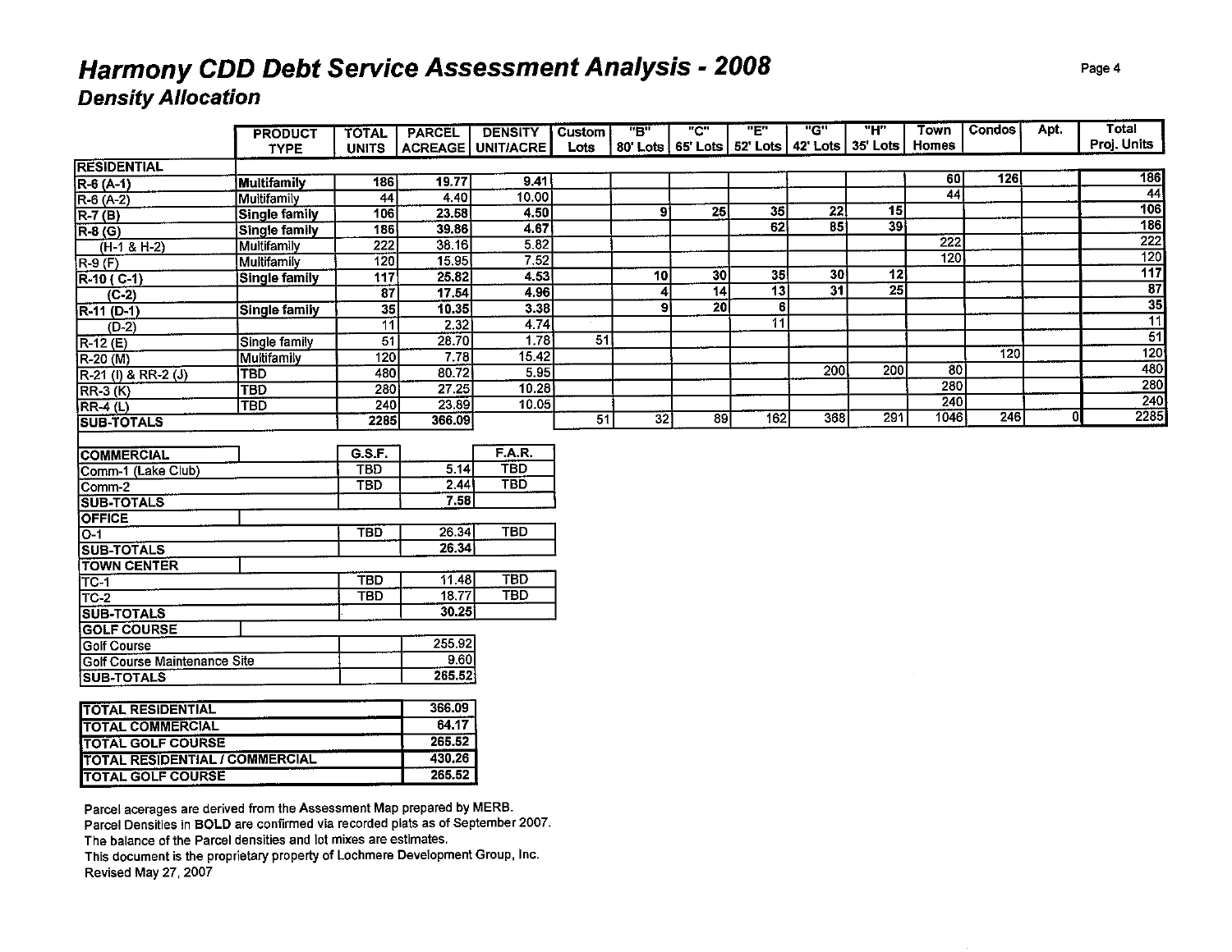# Harmony CDD Debt Service Assessment Analysis - 2008

## Density Allocation

| | PRODUCT TYPE | TOTAL UNITS | PARCEL ACREAGE | DENSITY UNIT/ACRE | Custom Lots | "B" 80' Lots | "C" 65' Lots | "E" 52' Lots | "G" 42' Lots | "H" 35' Lots | Town Homes | Condos | Apt. | Total Proj. Units |
|---|---|---|---|---|---|---|---|---|---|---|---|---|---|---|
| **RESIDENTIAL** | | | | | | | | | | | | | | |
| R-6 (A-1) | **Multifamily** | **186** | **19.77** | **9.41** | | | | | | | 60 | 126 | | 186 |
| R-6 (A-2) | Multifamily | 44 | 4.40 | 10.00 | | | | | | | 44 | | | 44 |
| R-7 (B) | **Single family** | **106** | **23.58** | **4.50** | | 9 | 25 | 35 | 22 | 15 | | | | 106 |
| R-8 (G) | **Single family** | **186** | **39.86** | **4.67** | | | | 62 | 85 | 39 | | | | 186 |
| (H-1 & H-2) | Multifamily | 222 | 38.16 | 5.82 | | | | | | | 222 | | | 222 |
| R-9 (F) | Multifamily | 120 | 15.95 | 7.52 | | | | | | | 120 | | | 120 |
| R-10 ( C-1) | **Single family** | **117** | **25.82** | **4.53** | | 10 | 30 | 35 | 30 | 12 | | | | 117 |
| (C-2) | | **87** | **17.54** | **4.96** | | 4 | 14 | 13 | 31 | 25 | | | | 87 |
| R-11 (D-1) | **Single family** | **35** | **10.35** | **3.38** | | 9 | 20 | 6 | | | | | | 35 |
| (D-2) | | 11 | 2.32 | 4.74 | | | | 11 | | | | | | 11 |
| R-12 (E) | Single family | 51 | 28.70 | 1.78 | 51 | | | | | | | | | 51 |
| R-20 (M) | Multifamily | 120 | 7.78 | 15.42 | | | | | | | | 120 | | 120 |
| R-21 (I) & RR-2 (J) | TBD | 480 | 80.72 | 5.95 | | | | | 200 | 200 | 80 | | | 480 |
| RR-3 (K) | TBD | 280 | 27.25 | 10.28 | | | | | | | 280 | | | 280 |
| RR-4 (L) | TBD | 240 | 23.89 | 10.05 | | | | | | | 240 | | | 240 |
| **SUB-TOTALS** | | **2285** | **366.09** | | 51 | 32 | 89 | 162 | 368 | 291 | 1046 | 246 | 0 | 2285 |

| | G.S.F. | | F.A.R. |
|---|---|---|---|
| **COMMERCIAL** | | | |
| Comm-1 (Lake Club) | TBD | 5.14 | TBD |
| Comm-2 | TBD | 2.44 | TBD |
| **SUB-TOTALS** | | **7.58** | |
| **OFFICE** | | | |
| O-1 | TBD | 26.34 | TBD |
| **SUB-TOTALS** | | **26.34** | |
| **TOWN CENTER** | | | |
| TC-1 | TBD | 11.48 | TBD |
| TC-2 | TBD | 18.77 | TBD |
| **SUB-TOTALS** | | **30.25** | |
| **GOLF COURSE** | | | |
| Golf Course | | 255.92 | |
| Golf Course Maintenance Site | | 9.60 | |
| **SUB-TOTALS** | | **265.52** | |

| | |
|---|---|
| **TOTAL RESIDENTIAL** | **366.09** |
| **TOTAL COMMERCIAL** | **64.17** |
| **TOTAL GOLF COURSE** | **265.52** |
| **TOTAL RESIDENTIAL / COMMERCIAL** | **430.26** |
| **TOTAL GOLF COURSE** | **265.52** |

Parcel acerages are derived from the Assessment Map prepared by MERB.
Parcel Densities in **BOLD** are confirmed via recorded plats as of September 2007.
The balance of the Parcel densities and lot mixes are estimates.
This document is the proprietary property of Lochmere Development Group, Inc.
Revised May 27, 2007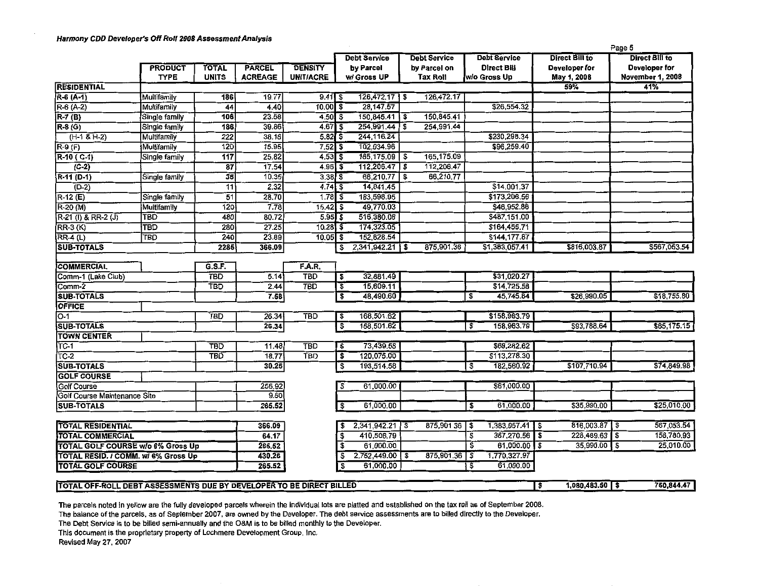*Harmony CDD Developer's Off Roll 2008 Assessment Analysis*

| | PRODUCT TYPE | TOTAL UNITS | PARCEL ACREAGE | DENSITY UNIT/ACRE | Debt Service by Parcel w/ Gross UP | Debt Service by Parcel on Tax Roll | Debt Service Direct Bill w/o Gross Up | Direct Bill to Developer for May 1, 2008 | Direct Bill to Developer for November 1, 2008 |
|---|---|---|---|---|---|---|---|---|---|
| **RESIDENTIAL** | | | | | | | | 59% | 41% |
| R-6 (A-1) | Multifamily | 186 | 19.77 | 9.41 | $ 126,472.17 | $ 126,472.17 | | | |
| R-6 (A-2) | Multifamily | 44 | 4.40 | 10.00 | $ 28,147.57 | | $26,554.32 | | |
| R-7 (B) | Single family | 106 | 23.58 | 4.50 | $ 150,845.41 | $ 150,845.41 | | | |
| R-8 (G) | Single family | 186 | 39.86 | 4.67 | $ 254,991.44 | $ 254,991.44 | | | |
| (H-1 & H-2) | Multifamily | 222 | 38.16 | 5.82 | $ 244,116.24 | | $230,298.34 | | |
| R-9 (F) | Multifamily | 120 | 15.95 | 7.52 | $ 102,034.96 | | $96,259.40 | | |
| R-10 ( C-1) | Single family | 117 | 25.82 | 4.53 | $ 165,175.09 | $ 165,175.09 | | | |
| (C-2) | | 87 | 17.54 | 4.96 | $ 112,206.47 | $ 112,206.47 | | | |
| R-11 (D-1) | Single family | 35 | 10.35 | 3.38 | $ 66,210.77 | $ 66,210.77 | | | |
| (D-2) | | 11 | 2.32 | 4.74 | $ 14,841.45 | | $14,001.37 | | |
| R-12 (E) | Single family | 51 | 28.70 | 1.78 | $ 183,598.95 | | $173,206.56 | | |
| R-20 (M) | Multifamily | 120 | 7.78 | 15.42 | $ 49,770.03 | | $46,952.86 | | |
| R-21 (I) & RR-2 (J) | TBD | 480 | 80.72 | 5.95 | $ 516,380.06 | | $487,151.00 | | |
| RR-3 (K) | TBD | 280 | 27.25 | 10.28 | $ 174,323.05 | | $164,455.71 | | |
| RR-4 (L) | TBD | 240 | 23.89 | 10.05 | $ 152,828.54 | | $144,177.87 | | |
| **SUB-TOTALS** | | 2285 | 366.09 | | $ 2,341,942.21 | $ 875,901.36 | $1,383,057.41 | $816,003.87 | $567,053.54 |
| **COMMERCIAL** | | G.S.F. | | F.A.R. | | | | | |
| Comm-1 (Lake Club) | | TBD | 5.14 | TBD | $ 32,881.49 | | $31,020.27 | | |
| Comm-2 | | TBD | 2.44 | TBD | $ 15,609.11 | | $14,725.58 | | |
| **SUB-TOTALS** | | | 7.58 | | $ 48,490.60 | | $ 45,745.84 | $26,990.05 | $18,755.80 |
| **OFFICE** | | | | | | | | | |
| O-1 | | TBD | 26.34 | TBD | $ 168,501.62 | | $158,963.79 | | |
| **SUB-TOTALS** | | | 26.34 | | $ 168,501.62 | | $ 158,963.79 | $93,788.64 | $65,175.15 |
| **TOWN CENTER** | | | | | | | | | |
| TC-1 | | TBD | 11.48 | TBD | $ 73,439.58 | | $69,282.62 | | |
| TC-2 | | TBD | 18.77 | TBD | $ 120,075.00 | | $113,278.30 | | |
| **SUB-TOTALS** | | | 30.25 | | $ 193,514.58 | | $ 182,560.92 | $107,710.94 | $74,849.98 |
| **GOLF COURSE** | | | | | | | | | |
| Golf Course | | | 255.92 | | $ 61,000.00 | | $61,000.00 | | |
| Golf Course Maintenance Site | | | 9.60 | | | | | | |
| **SUB-TOTALS** | | | 265.52 | | $ 61,000.00 | | $ 61,000.00 | $35,990.00 | $25,010.00 |
| **TOTAL RESIDENTIAL** | | | 366.09 | | $ 2,341,942.21 | $ 875,901.36 | $ 1,383,057.41 | $ 816,003.87 | $ 567,053.54 |
| **TOTAL COMMERCIAL** | | | 64.17 | | $ 410,506.79 | | $ 387,270.56 | $ 228,489.63 | $ 158,780.93 |
| **TOTAL GOLF COURSE w/o 6% Gross Up** | | | 265.52 | | $ 61,000.00 | | $ 61,000.00 | $ 35,990.00 | $ 25,010.00 |
| **TOTAL RESID. / COMM. w/ 6% Gross Up** | | | 430.26 | | $ 2,752,449.00 | $ 875,901.36 | $ 1,770,327.97 | | |
| **TOTAL GOLF COURSE** | | | 265.52 | | $ 61,000.00 | | $ 61,000.00 | | |
| **TOTAL OFF-ROLL DEBT ASSESSMENTS DUE BY DEVELOPER TO BE DIRECT BILLED** | | | | | | | | $ 1,080,483.50 | $ 750,844.47 |

The parcels noted in yellow are the fully developed parcels wherein the individual lots are platted and established on the tax roll as of September 2008.
The balance of the parcels, as of September 2007, are owned by the Developer. The debt service assessments are to billed directly to the Developer.
The Debt Service is to be billed semi-annually and the O&M is to be billed monthly to the Developer.
This document is the proprietary property of Lochmere Development Group, Inc.
Revised May 27, 2007